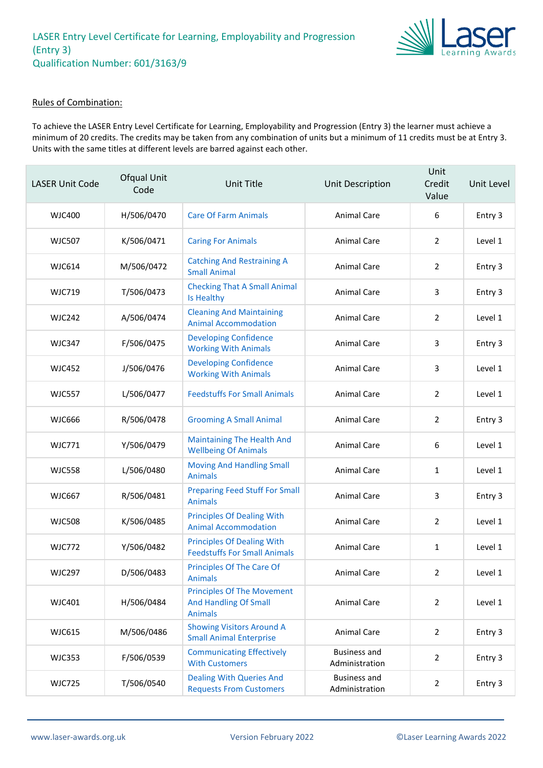# LASER Entry Level Certificate for Learning, Employability and Progression (Entry 3)

## Qualification Number: 601/3163/9

Rules of Combination:

To achieve the LASER Entry Level Certificate for Learning, Employability and Progression (Entry 3) the learner must achieve a minimum of 20 credits. The credits may be taken from any combination of units but a minimum of 11 credits must be at Entry 3. Units with the same titles at different levels are barred against each other.

| LASER Unit Code | Ofqual Unit Code | Unit Title | Unit Description | Unit Credit Value | Unit Level |
|---|---|---|---|---|---|
| WJC400 | H/506/0470 | Care Of Farm Animals | Animal Care | 6 | Entry 3 |
| WJC507 | K/506/0471 | Caring For Animals | Animal Care | 2 | Level 1 |
| WJC614 | M/506/0472 | Catching And Restraining A Small Animal | Animal Care | 2 | Entry 3 |
| WJC719 | T/506/0473 | Checking That A Small Animal Is Healthy | Animal Care | 3 | Entry 3 |
| WJC242 | A/506/0474 | Cleaning And Maintaining Animal Accommodation | Animal Care | 2 | Level 1 |
| WJC347 | F/506/0475 | Developing Confidence Working With Animals | Animal Care | 3 | Entry 3 |
| WJC452 | J/506/0476 | Developing Confidence Working With Animals | Animal Care | 3 | Level 1 |
| WJC557 | L/506/0477 | Feedstuffs For Small Animals | Animal Care | 2 | Level 1 |
| WJC666 | R/506/0478 | Grooming A Small Animal | Animal Care | 2 | Entry 3 |
| WJC771 | Y/506/0479 | Maintaining The Health And Wellbeing Of Animals | Animal Care | 6 | Level 1 |
| WJC558 | L/506/0480 | Moving And Handling Small Animals | Animal Care | 1 | Level 1 |
| WJC667 | R/506/0481 | Preparing Feed Stuff For Small Animals | Animal Care | 3 | Entry 3 |
| WJC508 | K/506/0485 | Principles Of Dealing With Animal Accommodation | Animal Care | 2 | Level 1 |
| WJC772 | Y/506/0482 | Principles Of Dealing With Feedstuffs For Small Animals | Animal Care | 1 | Level 1 |
| WJC297 | D/506/0483 | Principles Of The Care Of Animals | Animal Care | 2 | Level 1 |
| WJC401 | H/506/0484 | Principles Of The Movement And Handling Of Small Animals | Animal Care | 2 | Level 1 |
| WJC615 | M/506/0486 | Showing Visitors Around A Small Animal Enterprise | Animal Care | 2 | Entry 3 |
| WJC353 | F/506/0539 | Communicating Effectively With Customers | Business and Administration | 2 | Entry 3 |
| WJC725 | T/506/0540 | Dealing With Queries And Requests From Customers | Business and Administration | 2 | Entry 3 |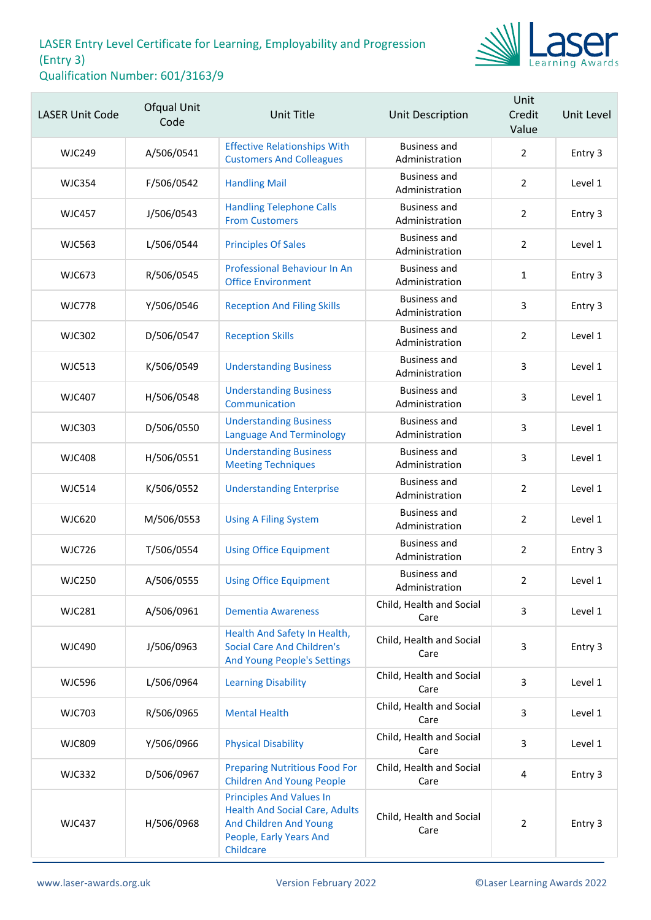# LASER Entry Level Certificate for Learning, Employability and Progression (Entry 3)
## Qualification Number: 601/3163/9

| LASER Unit Code | Ofqual Unit Code | Unit Title | Unit Description | Unit Credit Value | Unit Level |
|---|---|---|---|---|---|
| WJC249 | A/506/0541 | Effective Relationships With Customers And Colleagues | Business and Administration | 2 | Entry 3 |
| WJC354 | F/506/0542 | Handling Mail | Business and Administration | 2 | Level 1 |
| WJC457 | J/506/0543 | Handling Telephone Calls From Customers | Business and Administration | 2 | Entry 3 |
| WJC563 | L/506/0544 | Principles Of Sales | Business and Administration | 2 | Level 1 |
| WJC673 | R/506/0545 | Professional Behaviour In An Office Environment | Business and Administration | 1 | Entry 3 |
| WJC778 | Y/506/0546 | Reception And Filing Skills | Business and Administration | 3 | Entry 3 |
| WJC302 | D/506/0547 | Reception Skills | Business and Administration | 2 | Level 1 |
| WJC513 | K/506/0549 | Understanding Business | Business and Administration | 3 | Level 1 |
| WJC407 | H/506/0548 | Understanding Business Communication | Business and Administration | 3 | Level 1 |
| WJC303 | D/506/0550 | Understanding Business Language And Terminology | Business and Administration | 3 | Level 1 |
| WJC408 | H/506/0551 | Understanding Business Meeting Techniques | Business and Administration | 3 | Level 1 |
| WJC514 | K/506/0552 | Understanding Enterprise | Business and Administration | 2 | Level 1 |
| WJC620 | M/506/0553 | Using A Filing System | Business and Administration | 2 | Level 1 |
| WJC726 | T/506/0554 | Using Office Equipment | Business and Administration | 2 | Entry 3 |
| WJC250 | A/506/0555 | Using Office Equipment | Business and Administration | 2 | Level 1 |
| WJC281 | A/506/0961 | Dementia Awareness | Child, Health and Social Care | 3 | Level 1 |
| WJC490 | J/506/0963 | Health And Safety In Health, Social Care And Children's And Young People's Settings | Child, Health and Social Care | 3 | Entry 3 |
| WJC596 | L/506/0964 | Learning Disability | Child, Health and Social Care | 3 | Level 1 |
| WJC703 | R/506/0965 | Mental Health | Child, Health and Social Care | 3 | Level 1 |
| WJC809 | Y/506/0966 | Physical Disability | Child, Health and Social Care | 3 | Level 1 |
| WJC332 | D/506/0967 | Preparing Nutritious Food For Children And Young People | Child, Health and Social Care | 4 | Entry 3 |
| WJC437 | H/506/0968 | Principles And Values In Health And Social Care, Adults And Children And Young People, Early Years And Childcare | Child, Health and Social Care | 2 | Entry 3 |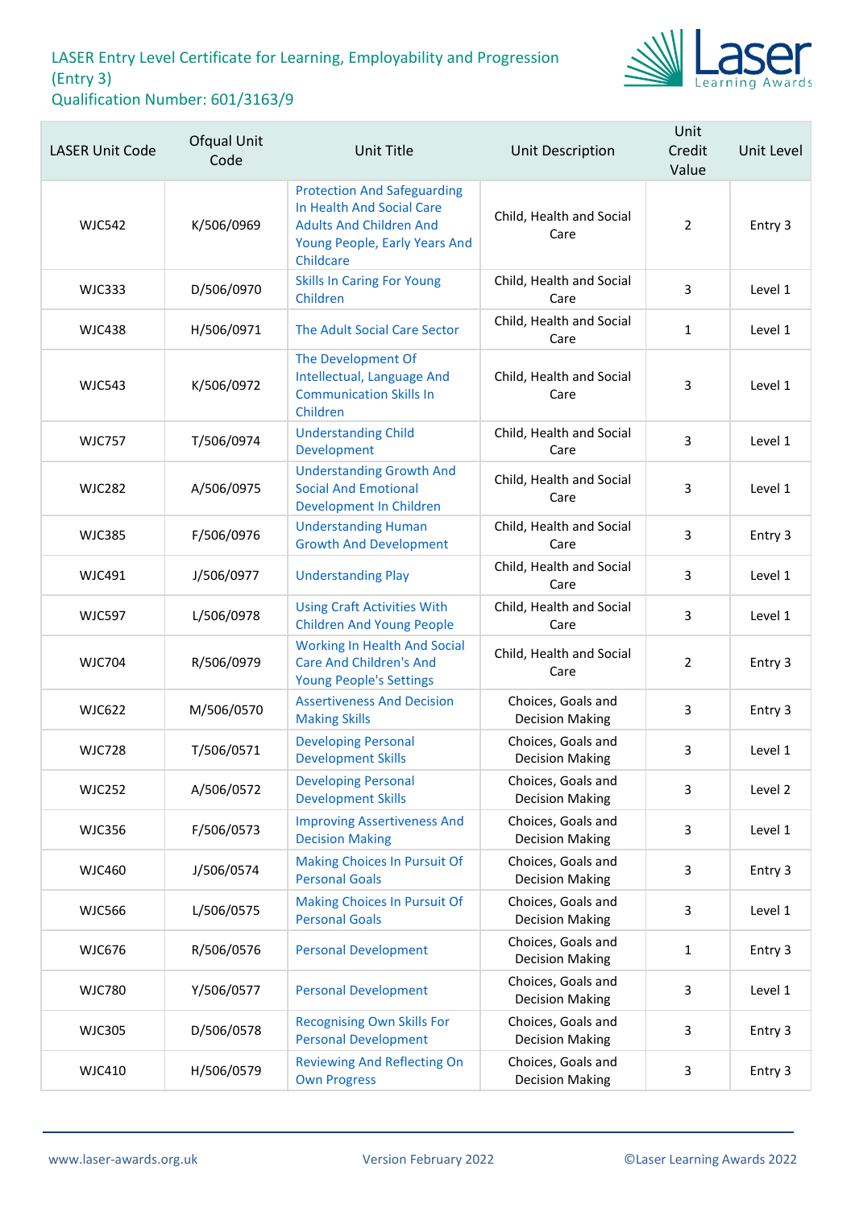# LASER Entry Level Certificate for Learning, Employability and Progression (Entry 3)

Qualification Number: 601/3163/9

| LASER Unit Code | Ofqual Unit Code | Unit Title | Unit Description | Unit Credit Value | Unit Level |
|---|---|---|---|---|---|
| WJC542 | K/506/0969 | Protection And Safeguarding In Health And Social Care Adults And Children And Young People, Early Years And Childcare | Child, Health and Social Care | 2 | Entry 3 |
| WJC333 | D/506/0970 | Skills In Caring For Young Children | Child, Health and Social Care | 3 | Level 1 |
| WJC438 | H/506/0971 | The Adult Social Care Sector | Child, Health and Social Care | 1 | Level 1 |
| WJC543 | K/506/0972 | The Development Of Intellectual, Language And Communication Skills In Children | Child, Health and Social Care | 3 | Level 1 |
| WJC757 | T/506/0974 | Understanding Child Development | Child, Health and Social Care | 3 | Level 1 |
| WJC282 | A/506/0975 | Understanding Growth And Social And Emotional Development In Children | Child, Health and Social Care | 3 | Level 1 |
| WJC385 | F/506/0976 | Understanding Human Growth And Development | Child, Health and Social Care | 3 | Entry 3 |
| WJC491 | J/506/0977 | Understanding Play | Child, Health and Social Care | 3 | Level 1 |
| WJC597 | L/506/0978 | Using Craft Activities With Children And Young People | Child, Health and Social Care | 3 | Level 1 |
| WJC704 | R/506/0979 | Working In Health And Social Care And Children's And Young People's Settings | Child, Health and Social Care | 2 | Entry 3 |
| WJC622 | M/506/0570 | Assertiveness And Decision Making Skills | Choices, Goals and Decision Making | 3 | Entry 3 |
| WJC728 | T/506/0571 | Developing Personal Development Skills | Choices, Goals and Decision Making | 3 | Level 1 |
| WJC252 | A/506/0572 | Developing Personal Development Skills | Choices, Goals and Decision Making | 3 | Level 2 |
| WJC356 | F/506/0573 | Improving Assertiveness And Decision Making | Choices, Goals and Decision Making | 3 | Level 1 |
| WJC460 | J/506/0574 | Making Choices In Pursuit Of Personal Goals | Choices, Goals and Decision Making | 3 | Entry 3 |
| WJC566 | L/506/0575 | Making Choices In Pursuit Of Personal Goals | Choices, Goals and Decision Making | 3 | Level 1 |
| WJC676 | R/506/0576 | Personal Development | Choices, Goals and Decision Making | 1 | Entry 3 |
| WJC780 | Y/506/0577 | Personal Development | Choices, Goals and Decision Making | 3 | Level 1 |
| WJC305 | D/506/0578 | Recognising Own Skills For Personal Development | Choices, Goals and Decision Making | 3 | Entry 3 |
| WJC410 | H/506/0579 | Reviewing And Reflecting On Own Progress | Choices, Goals and Decision Making | 3 | Entry 3 |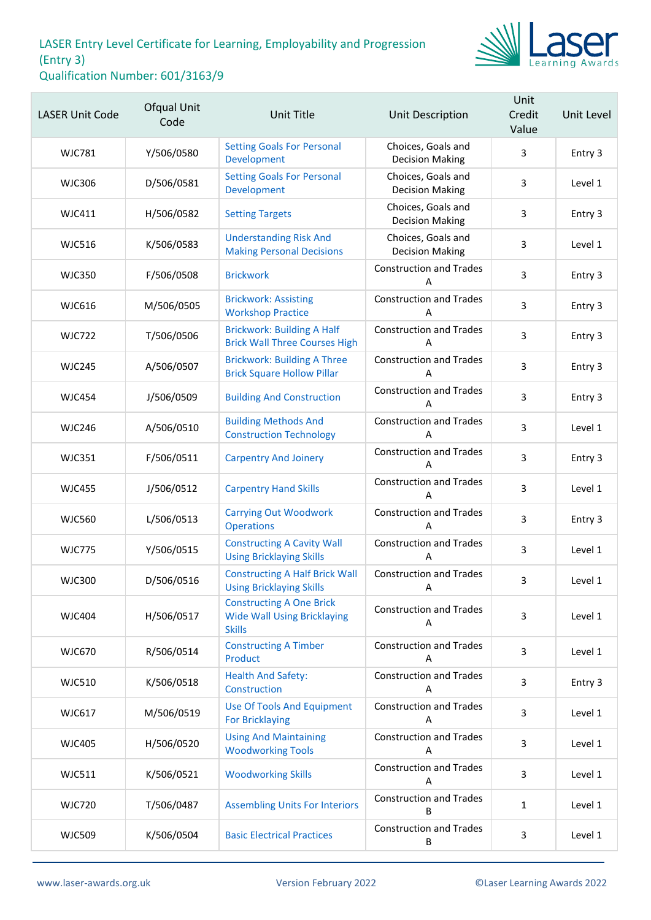# LASER Entry Level Certificate for Learning, Employability and Progression (Entry 3)

## Qualification Number: 601/3163/9

| LASER Unit Code | Ofqual Unit Code | Unit Title | Unit Description | Unit Credit Value | Unit Level |
|---|---|---|---|---|---|
| WJC781 | Y/506/0580 | Setting Goals For Personal Development | Choices, Goals and Decision Making | 3 | Entry 3 |
| WJC306 | D/506/0581 | Setting Goals For Personal Development | Choices, Goals and Decision Making | 3 | Level 1 |
| WJC411 | H/506/0582 | Setting Targets | Choices, Goals and Decision Making | 3 | Entry 3 |
| WJC516 | K/506/0583 | Understanding Risk And Making Personal Decisions | Choices, Goals and Decision Making | 3 | Level 1 |
| WJC350 | F/506/0508 | Brickwork | Construction and Trades A | 3 | Entry 3 |
| WJC616 | M/506/0505 | Brickwork: Assisting Workshop Practice | Construction and Trades A | 3 | Entry 3 |
| WJC722 | T/506/0506 | Brickwork: Building A Half Brick Wall Three Courses High | Construction and Trades A | 3 | Entry 3 |
| WJC245 | A/506/0507 | Brickwork: Building A Three Brick Square Hollow Pillar | Construction and Trades A | 3 | Entry 3 |
| WJC454 | J/506/0509 | Building And Construction | Construction and Trades A | 3 | Entry 3 |
| WJC246 | A/506/0510 | Building Methods And Construction Technology | Construction and Trades A | 3 | Level 1 |
| WJC351 | F/506/0511 | Carpentry And Joinery | Construction and Trades A | 3 | Entry 3 |
| WJC455 | J/506/0512 | Carpentry Hand Skills | Construction and Trades A | 3 | Level 1 |
| WJC560 | L/506/0513 | Carrying Out Woodwork Operations | Construction and Trades A | 3 | Entry 3 |
| WJC775 | Y/506/0515 | Constructing A Cavity Wall Using Bricklaying Skills | Construction and Trades A | 3 | Level 1 |
| WJC300 | D/506/0516 | Constructing A Half Brick Wall Using Bricklaying Skills | Construction and Trades A | 3 | Level 1 |
| WJC404 | H/506/0517 | Constructing A One Brick Wide Wall Using Bricklaying Skills | Construction and Trades A | 3 | Level 1 |
| WJC670 | R/506/0514 | Constructing A Timber Product | Construction and Trades A | 3 | Level 1 |
| WJC510 | K/506/0518 | Health And Safety: Construction | Construction and Trades A | 3 | Entry 3 |
| WJC617 | M/506/0519 | Use Of Tools And Equipment For Bricklaying | Construction and Trades A | 3 | Level 1 |
| WJC405 | H/506/0520 | Using And Maintaining Woodworking Tools | Construction and Trades A | 3 | Level 1 |
| WJC511 | K/506/0521 | Woodworking Skills | Construction and Trades A | 3 | Level 1 |
| WJC720 | T/506/0487 | Assembling Units For Interiors | Construction and Trades B | 1 | Level 1 |
| WJC509 | K/506/0504 | Basic Electrical Practices | Construction and Trades B | 3 | Level 1 |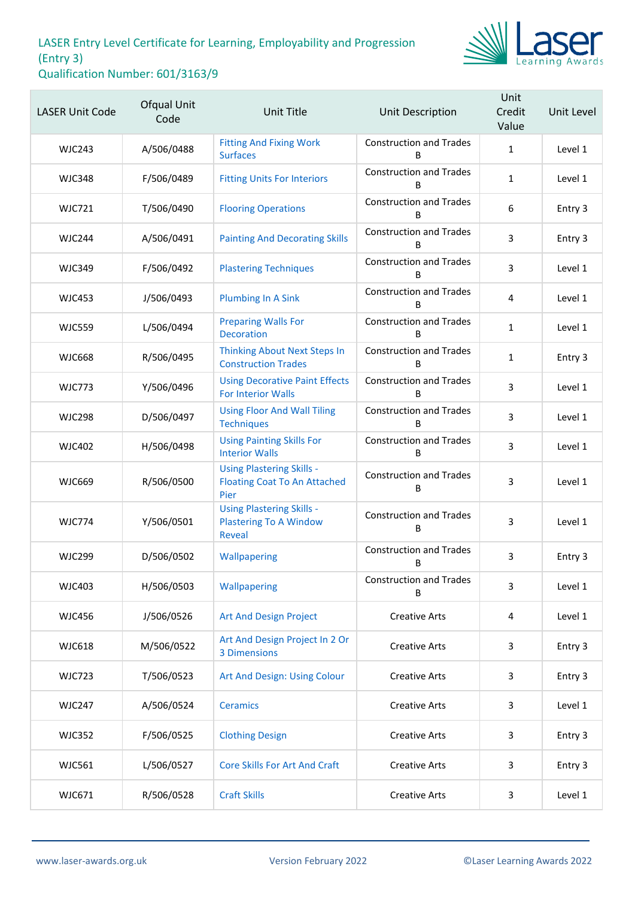LASER Entry Level Certificate for Learning, Employability and Progression (Entry 3)
Qualification Number: 601/3163/9

| LASER Unit Code | Ofqual Unit Code | Unit Title | Unit Description | Unit Credit Value | Unit Level |
|---|---|---|---|---|---|
| WJC243 | A/506/0488 | Fitting And Fixing Work Surfaces | Construction and Trades B | 1 | Level 1 |
| WJC348 | F/506/0489 | Fitting Units For Interiors | Construction and Trades B | 1 | Level 1 |
| WJC721 | T/506/0490 | Flooring Operations | Construction and Trades B | 6 | Entry 3 |
| WJC244 | A/506/0491 | Painting And Decorating Skills | Construction and Trades B | 3 | Entry 3 |
| WJC349 | F/506/0492 | Plastering Techniques | Construction and Trades B | 3 | Level 1 |
| WJC453 | J/506/0493 | Plumbing In A Sink | Construction and Trades B | 4 | Level 1 |
| WJC559 | L/506/0494 | Preparing Walls For Decoration | Construction and Trades B | 1 | Level 1 |
| WJC668 | R/506/0495 | Thinking About Next Steps In Construction Trades | Construction and Trades B | 1 | Entry 3 |
| WJC773 | Y/506/0496 | Using Decorative Paint Effects For Interior Walls | Construction and Trades B | 3 | Level 1 |
| WJC298 | D/506/0497 | Using Floor And Wall Tiling Techniques | Construction and Trades B | 3 | Level 1 |
| WJC402 | H/506/0498 | Using Painting Skills For Interior Walls | Construction and Trades B | 3 | Level 1 |
| WJC669 | R/506/0500 | Using Plastering Skills - Floating Coat To An Attached Pier | Construction and Trades B | 3 | Level 1 |
| WJC774 | Y/506/0501 | Using Plastering Skills - Plastering To A Window Reveal | Construction and Trades B | 3 | Level 1 |
| WJC299 | D/506/0502 | Wallpapering | Construction and Trades B | 3 | Entry 3 |
| WJC403 | H/506/0503 | Wallpapering | Construction and Trades B | 3 | Level 1 |
| WJC456 | J/506/0526 | Art And Design Project | Creative Arts | 4 | Level 1 |
| WJC618 | M/506/0522 | Art And Design Project In 2 Or 3 Dimensions | Creative Arts | 3 | Entry 3 |
| WJC723 | T/506/0523 | Art And Design: Using Colour | Creative Arts | 3 | Entry 3 |
| WJC247 | A/506/0524 | Ceramics | Creative Arts | 3 | Level 1 |
| WJC352 | F/506/0525 | Clothing Design | Creative Arts | 3 | Entry 3 |
| WJC561 | L/506/0527 | Core Skills For Art And Craft | Creative Arts | 3 | Entry 3 |
| WJC671 | R/506/0528 | Craft Skills | Creative Arts | 3 | Level 1 |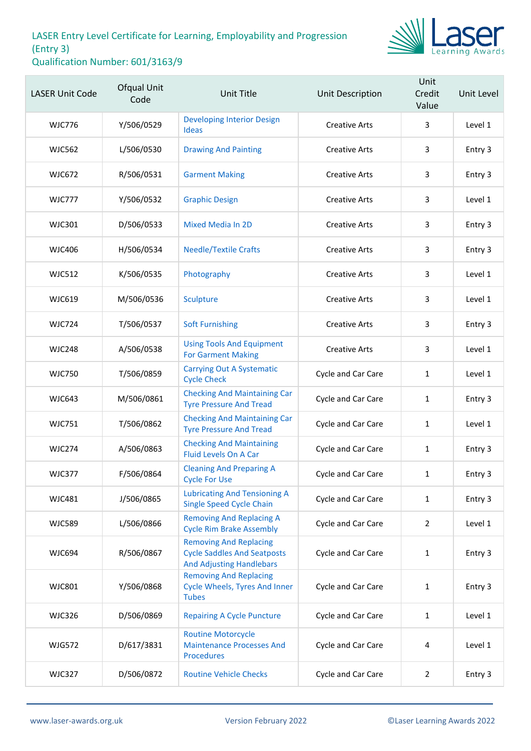LASER Entry Level Certificate for Learning, Employability and Progression (Entry 3)
Qualification Number: 601/3163/9

| LASER Unit Code | Ofqual Unit Code | Unit Title | Unit Description | Unit Credit Value | Unit Level |
|---|---|---|---|---|---|
| WJC776 | Y/506/0529 | Developing Interior Design Ideas | Creative Arts | 3 | Level 1 |
| WJC562 | L/506/0530 | Drawing And Painting | Creative Arts | 3 | Entry 3 |
| WJC672 | R/506/0531 | Garment Making | Creative Arts | 3 | Entry 3 |
| WJC777 | Y/506/0532 | Graphic Design | Creative Arts | 3 | Level 1 |
| WJC301 | D/506/0533 | Mixed Media In 2D | Creative Arts | 3 | Entry 3 |
| WJC406 | H/506/0534 | Needle/Textile Crafts | Creative Arts | 3 | Entry 3 |
| WJC512 | K/506/0535 | Photography | Creative Arts | 3 | Level 1 |
| WJC619 | M/506/0536 | Sculpture | Creative Arts | 3 | Level 1 |
| WJC724 | T/506/0537 | Soft Furnishing | Creative Arts | 3 | Entry 3 |
| WJC248 | A/506/0538 | Using Tools And Equipment For Garment Making | Creative Arts | 3 | Level 1 |
| WJC750 | T/506/0859 | Carrying Out A Systematic Cycle Check | Cycle and Car Care | 1 | Level 1 |
| WJC643 | M/506/0861 | Checking And Maintaining Car Tyre Pressure And Tread | Cycle and Car Care | 1 | Entry 3 |
| WJC751 | T/506/0862 | Checking And Maintaining Car Tyre Pressure And Tread | Cycle and Car Care | 1 | Level 1 |
| WJC274 | A/506/0863 | Checking And Maintaining Fluid Levels On A Car | Cycle and Car Care | 1 | Entry 3 |
| WJC377 | F/506/0864 | Cleaning And Preparing A Cycle For Use | Cycle and Car Care | 1 | Entry 3 |
| WJC481 | J/506/0865 | Lubricating And Tensioning A Single Speed Cycle Chain | Cycle and Car Care | 1 | Entry 3 |
| WJC589 | L/506/0866 | Removing And Replacing A Cycle Rim Brake Assembly | Cycle and Car Care | 2 | Level 1 |
| WJC694 | R/506/0867 | Removing And Replacing Cycle Saddles And Seatposts And Adjusting Handlebars | Cycle and Car Care | 1 | Entry 3 |
| WJC801 | Y/506/0868 | Removing And Replacing Cycle Wheels, Tyres And Inner Tubes | Cycle and Car Care | 1 | Entry 3 |
| WJC326 | D/506/0869 | Repairing A Cycle Puncture | Cycle and Car Care | 1 | Level 1 |
| WJG572 | D/617/3831 | Routine Motorcycle Maintenance Processes And Procedures | Cycle and Car Care | 4 | Level 1 |
| WJC327 | D/506/0872 | Routine Vehicle Checks | Cycle and Car Care | 2 | Entry 3 |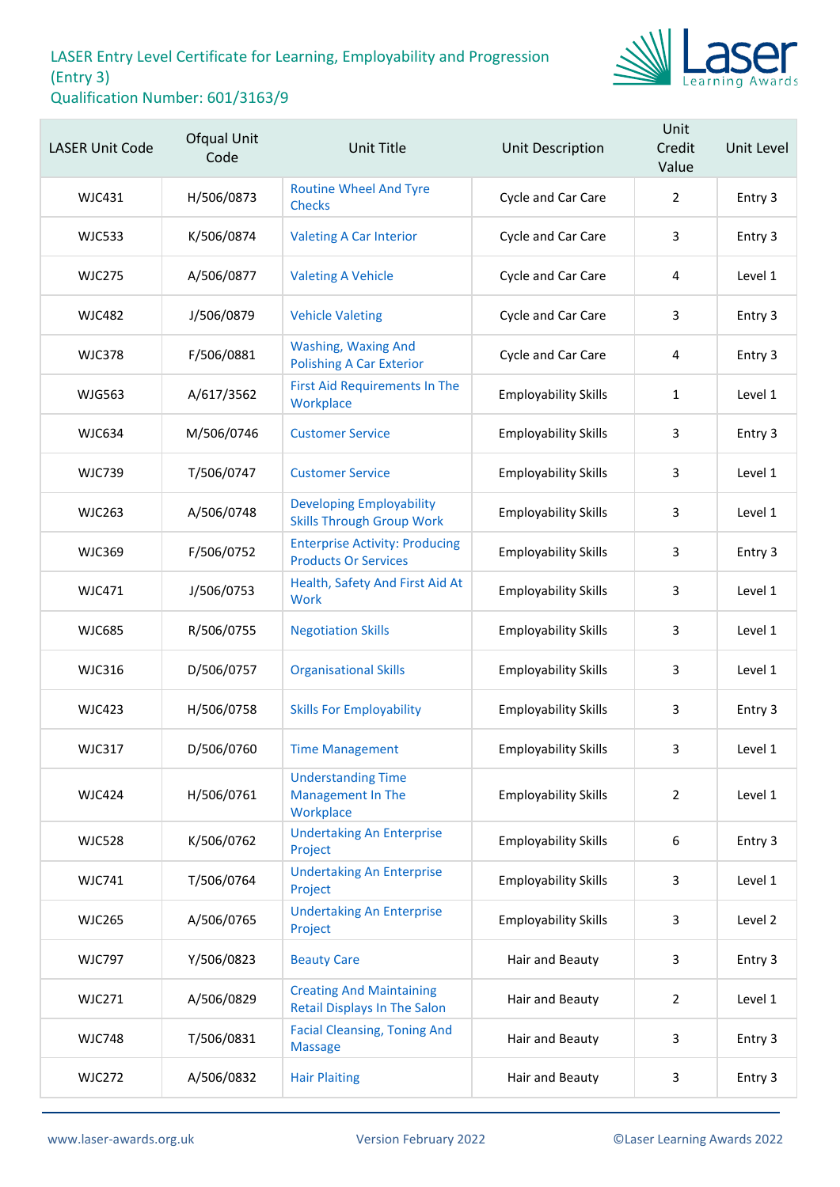# LASER Entry Level Certificate for Learning, Employability and Progression (Entry 3)
## Qualification Number: 601/3163/9

| LASER Unit Code | Ofqual Unit Code | Unit Title | Unit Description | Unit Credit Value | Unit Level |
|---|---|---|---|---|---|
| WJC431 | H/506/0873 | Routine Wheel And Tyre Checks | Cycle and Car Care | 2 | Entry 3 |
| WJC533 | K/506/0874 | Valeting A Car Interior | Cycle and Car Care | 3 | Entry 3 |
| WJC275 | A/506/0877 | Valeting A Vehicle | Cycle and Car Care | 4 | Level 1 |
| WJC482 | J/506/0879 | Vehicle Valeting | Cycle and Car Care | 3 | Entry 3 |
| WJC378 | F/506/0881 | Washing, Waxing And Polishing A Car Exterior | Cycle and Car Care | 4 | Entry 3 |
| WJG563 | A/617/3562 | First Aid Requirements In The Workplace | Employability Skills | 1 | Level 1 |
| WJC634 | M/506/0746 | Customer Service | Employability Skills | 3 | Entry 3 |
| WJC739 | T/506/0747 | Customer Service | Employability Skills | 3 | Level 1 |
| WJC263 | A/506/0748 | Developing Employability Skills Through Group Work | Employability Skills | 3 | Level 1 |
| WJC369 | F/506/0752 | Enterprise Activity: Producing Products Or Services | Employability Skills | 3 | Entry 3 |
| WJC471 | J/506/0753 | Health, Safety And First Aid At Work | Employability Skills | 3 | Level 1 |
| WJC685 | R/506/0755 | Negotiation Skills | Employability Skills | 3 | Level 1 |
| WJC316 | D/506/0757 | Organisational Skills | Employability Skills | 3 | Level 1 |
| WJC423 | H/506/0758 | Skills For Employability | Employability Skills | 3 | Entry 3 |
| WJC317 | D/506/0760 | Time Management | Employability Skills | 3 | Level 1 |
| WJC424 | H/506/0761 | Understanding Time Management In The Workplace | Employability Skills | 2 | Level 1 |
| WJC528 | K/506/0762 | Undertaking An Enterprise Project | Employability Skills | 6 | Entry 3 |
| WJC741 | T/506/0764 | Undertaking An Enterprise Project | Employability Skills | 3 | Level 1 |
| WJC265 | A/506/0765 | Undertaking An Enterprise Project | Employability Skills | 3 | Level 2 |
| WJC797 | Y/506/0823 | Beauty Care | Hair and Beauty | 3 | Entry 3 |
| WJC271 | A/506/0829 | Creating And Maintaining Retail Displays In The Salon | Hair and Beauty | 2 | Level 1 |
| WJC748 | T/506/0831 | Facial Cleansing, Toning And Massage | Hair and Beauty | 3 | Entry 3 |
| WJC272 | A/506/0832 | Hair Plaiting | Hair and Beauty | 3 | Entry 3 |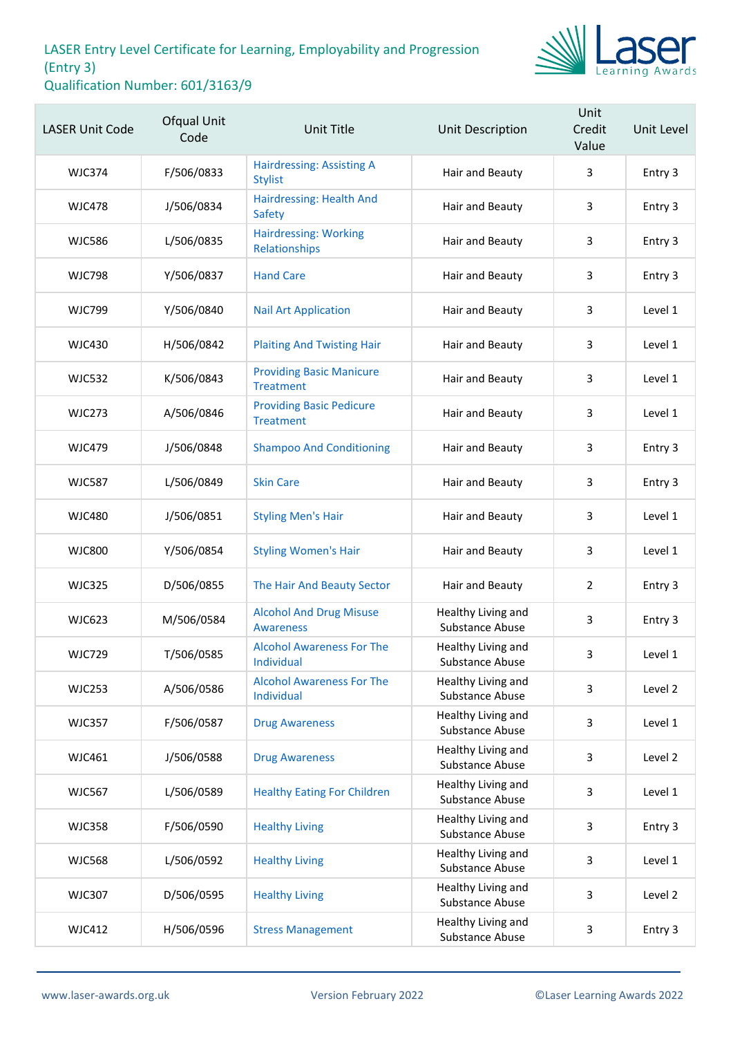# LASER Entry Level Certificate for Learning, Employability and Progression (Entry 3)
## Qualification Number: 601/3163/9

| LASER Unit Code | Ofqual Unit Code | Unit Title | Unit Description | Unit Credit Value | Unit Level |
|---|---|---|---|---|---|
| WJC374 | F/506/0833 | Hairdressing: Assisting A Stylist | Hair and Beauty | 3 | Entry 3 |
| WJC478 | J/506/0834 | Hairdressing: Health And Safety | Hair and Beauty | 3 | Entry 3 |
| WJC586 | L/506/0835 | Hairdressing: Working Relationships | Hair and Beauty | 3 | Entry 3 |
| WJC798 | Y/506/0837 | Hand Care | Hair and Beauty | 3 | Entry 3 |
| WJC799 | Y/506/0840 | Nail Art Application | Hair and Beauty | 3 | Level 1 |
| WJC430 | H/506/0842 | Plaiting And Twisting Hair | Hair and Beauty | 3 | Level 1 |
| WJC532 | K/506/0843 | Providing Basic Manicure Treatment | Hair and Beauty | 3 | Level 1 |
| WJC273 | A/506/0846 | Providing Basic Pedicure Treatment | Hair and Beauty | 3 | Level 1 |
| WJC479 | J/506/0848 | Shampoo And Conditioning | Hair and Beauty | 3 | Entry 3 |
| WJC587 | L/506/0849 | Skin Care | Hair and Beauty | 3 | Entry 3 |
| WJC480 | J/506/0851 | Styling Men's Hair | Hair and Beauty | 3 | Level 1 |
| WJC800 | Y/506/0854 | Styling Women's Hair | Hair and Beauty | 3 | Level 1 |
| WJC325 | D/506/0855 | The Hair And Beauty Sector | Hair and Beauty | 2 | Entry 3 |
| WJC623 | M/506/0584 | Alcohol And Drug Misuse Awareness | Healthy Living and Substance Abuse | 3 | Entry 3 |
| WJC729 | T/506/0585 | Alcohol Awareness For The Individual | Healthy Living and Substance Abuse | 3 | Level 1 |
| WJC253 | A/506/0586 | Alcohol Awareness For The Individual | Healthy Living and Substance Abuse | 3 | Level 2 |
| WJC357 | F/506/0587 | Drug Awareness | Healthy Living and Substance Abuse | 3 | Level 1 |
| WJC461 | J/506/0588 | Drug Awareness | Healthy Living and Substance Abuse | 3 | Level 2 |
| WJC567 | L/506/0589 | Healthy Eating For Children | Healthy Living and Substance Abuse | 3 | Level 1 |
| WJC358 | F/506/0590 | Healthy Living | Healthy Living and Substance Abuse | 3 | Entry 3 |
| WJC568 | L/506/0592 | Healthy Living | Healthy Living and Substance Abuse | 3 | Level 1 |
| WJC307 | D/506/0595 | Healthy Living | Healthy Living and Substance Abuse | 3 | Level 2 |
| WJC412 | H/506/0596 | Stress Management | Healthy Living and Substance Abuse | 3 | Entry 3 |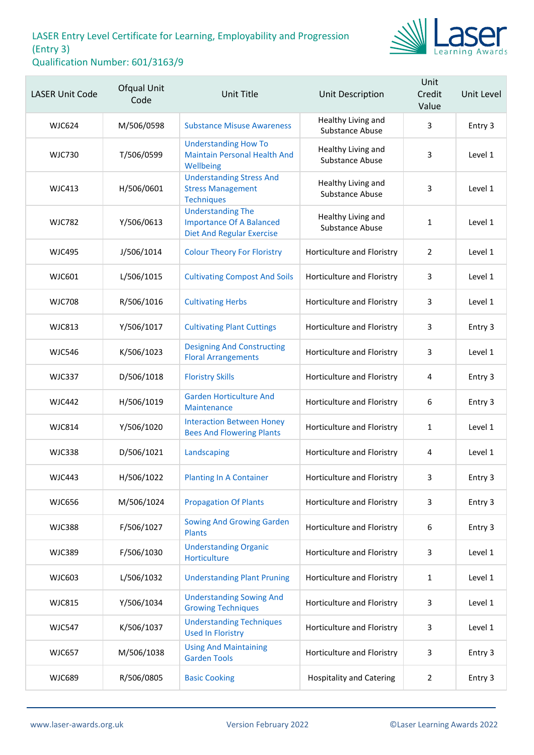# LASER Entry Level Certificate for Learning, Employability and Progression (Entry 3)
# Qualification Number: 601/3163/9

| LASER Unit Code | Ofqual Unit Code | Unit Title | Unit Description | Unit Credit Value | Unit Level |
|---|---|---|---|---|---|
| WJC624 | M/506/0598 | Substance Misuse Awareness | Healthy Living and Substance Abuse | 3 | Entry 3 |
| WJC730 | T/506/0599 | Understanding How To Maintain Personal Health And Wellbeing | Healthy Living and Substance Abuse | 3 | Level 1 |
| WJC413 | H/506/0601 | Understanding Stress And Stress Management Techniques | Healthy Living and Substance Abuse | 3 | Level 1 |
| WJC782 | Y/506/0613 | Understanding The Importance Of A Balanced Diet And Regular Exercise | Healthy Living and Substance Abuse | 1 | Level 1 |
| WJC495 | J/506/1014 | Colour Theory For Floristry | Horticulture and Floristry | 2 | Level 1 |
| WJC601 | L/506/1015 | Cultivating Compost And Soils | Horticulture and Floristry | 3 | Level 1 |
| WJC708 | R/506/1016 | Cultivating Herbs | Horticulture and Floristry | 3 | Level 1 |
| WJC813 | Y/506/1017 | Cultivating Plant Cuttings | Horticulture and Floristry | 3 | Entry 3 |
| WJC546 | K/506/1023 | Designing And Constructing Floral Arrangements | Horticulture and Floristry | 3 | Level 1 |
| WJC337 | D/506/1018 | Floristry Skills | Horticulture and Floristry | 4 | Entry 3 |
| WJC442 | H/506/1019 | Garden Horticulture And Maintenance | Horticulture and Floristry | 6 | Entry 3 |
| WJC814 | Y/506/1020 | Interaction Between Honey Bees And Flowering Plants | Horticulture and Floristry | 1 | Level 1 |
| WJC338 | D/506/1021 | Landscaping | Horticulture and Floristry | 4 | Level 1 |
| WJC443 | H/506/1022 | Planting In A Container | Horticulture and Floristry | 3 | Entry 3 |
| WJC656 | M/506/1024 | Propagation Of Plants | Horticulture and Floristry | 3 | Entry 3 |
| WJC388 | F/506/1027 | Sowing And Growing Garden Plants | Horticulture and Floristry | 6 | Entry 3 |
| WJC389 | F/506/1030 | Understanding Organic Horticulture | Horticulture and Floristry | 3 | Level 1 |
| WJC603 | L/506/1032 | Understanding Plant Pruning | Horticulture and Floristry | 1 | Level 1 |
| WJC815 | Y/506/1034 | Understanding Sowing And Growing Techniques | Horticulture and Floristry | 3 | Level 1 |
| WJC547 | K/506/1037 | Understanding Techniques Used In Floristry | Horticulture and Floristry | 3 | Level 1 |
| WJC657 | M/506/1038 | Using And Maintaining Garden Tools | Horticulture and Floristry | 3 | Entry 3 |
| WJC689 | R/506/0805 | Basic Cooking | Hospitality and Catering | 2 | Entry 3 |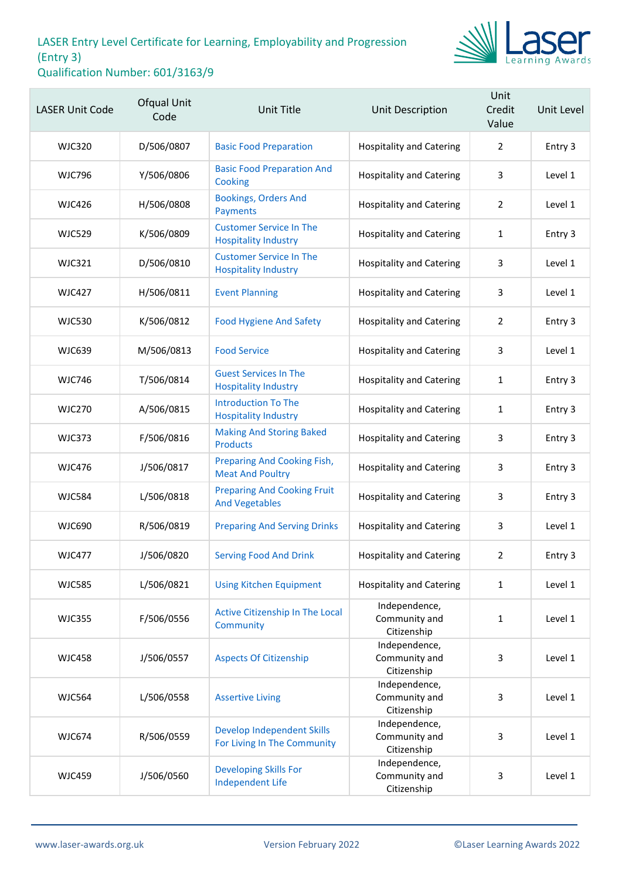# LASER Entry Level Certificate for Learning, Employability and Progression (Entry 3)
Qualification Number: 601/3163/9

| LASER Unit Code | Ofqual Unit Code | Unit Title | Unit Description | Unit Credit Value | Unit Level |
|---|---|---|---|---|---|
| WJC320 | D/506/0807 | Basic Food Preparation | Hospitality and Catering | 2 | Entry 3 |
| WJC796 | Y/506/0806 | Basic Food Preparation And Cooking | Hospitality and Catering | 3 | Level 1 |
| WJC426 | H/506/0808 | Bookings, Orders And Payments | Hospitality and Catering | 2 | Level 1 |
| WJC529 | K/506/0809 | Customer Service In The Hospitality Industry | Hospitality and Catering | 1 | Entry 3 |
| WJC321 | D/506/0810 | Customer Service In The Hospitality Industry | Hospitality and Catering | 3 | Level 1 |
| WJC427 | H/506/0811 | Event Planning | Hospitality and Catering | 3 | Level 1 |
| WJC530 | K/506/0812 | Food Hygiene And Safety | Hospitality and Catering | 2 | Entry 3 |
| WJC639 | M/506/0813 | Food Service | Hospitality and Catering | 3 | Level 1 |
| WJC746 | T/506/0814 | Guest Services In The Hospitality Industry | Hospitality and Catering | 1 | Entry 3 |
| WJC270 | A/506/0815 | Introduction To The Hospitality Industry | Hospitality and Catering | 1 | Entry 3 |
| WJC373 | F/506/0816 | Making And Storing Baked Products | Hospitality and Catering | 3 | Entry 3 |
| WJC476 | J/506/0817 | Preparing And Cooking Fish, Meat And Poultry | Hospitality and Catering | 3 | Entry 3 |
| WJC584 | L/506/0818 | Preparing And Cooking Fruit And Vegetables | Hospitality and Catering | 3 | Entry 3 |
| WJC690 | R/506/0819 | Preparing And Serving Drinks | Hospitality and Catering | 3 | Level 1 |
| WJC477 | J/506/0820 | Serving Food And Drink | Hospitality and Catering | 2 | Entry 3 |
| WJC585 | L/506/0821 | Using Kitchen Equipment | Hospitality and Catering | 1 | Level 1 |
| WJC355 | F/506/0556 | Active Citizenship In The Local Community | Independence, Community and Citizenship | 1 | Level 1 |
| WJC458 | J/506/0557 | Aspects Of Citizenship | Independence, Community and Citizenship | 3 | Level 1 |
| WJC564 | L/506/0558 | Assertive Living | Independence, Community and Citizenship | 3 | Level 1 |
| WJC674 | R/506/0559 | Develop Independent Skills For Living In The Community | Independence, Community and Citizenship | 3 | Level 1 |
| WJC459 | J/506/0560 | Developing Skills For Independent Life | Independence, Community and Citizenship | 3 | Level 1 |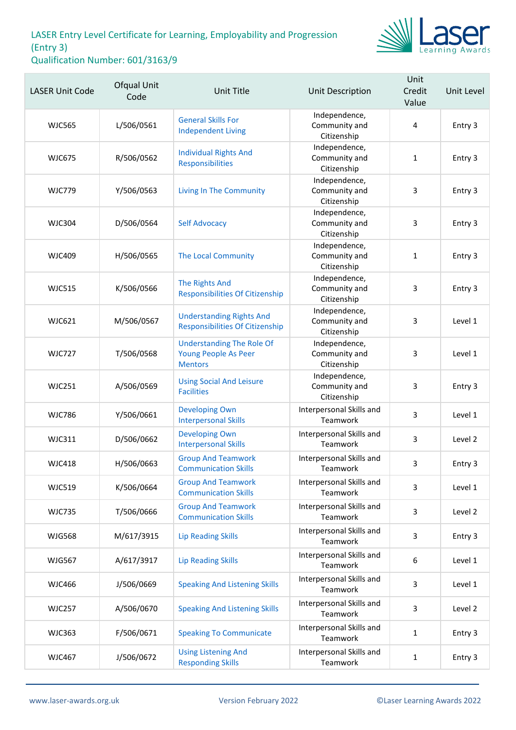LASER Entry Level Certificate for Learning, Employability and Progression (Entry 3)
Qualification Number: 601/3163/9

| LASER Unit Code | Ofqual Unit Code | Unit Title | Unit Description | Unit Credit Value | Unit Level |
|---|---|---|---|---|---|
| WJC565 | L/506/0561 | General Skills For Independent Living | Independence, Community and Citizenship | 4 | Entry 3 |
| WJC675 | R/506/0562 | Individual Rights And Responsibilities | Independence, Community and Citizenship | 1 | Entry 3 |
| WJC779 | Y/506/0563 | Living In The Community | Independence, Community and Citizenship | 3 | Entry 3 |
| WJC304 | D/506/0564 | Self Advocacy | Independence, Community and Citizenship | 3 | Entry 3 |
| WJC409 | H/506/0565 | The Local Community | Independence, Community and Citizenship | 1 | Entry 3 |
| WJC515 | K/506/0566 | The Rights And Responsibilities Of Citizenship | Independence, Community and Citizenship | 3 | Entry 3 |
| WJC621 | M/506/0567 | Understanding Rights And Responsibilities Of Citizenship | Independence, Community and Citizenship | 3 | Level 1 |
| WJC727 | T/506/0568 | Understanding The Role Of Young People As Peer Mentors | Independence, Community and Citizenship | 3 | Level 1 |
| WJC251 | A/506/0569 | Using Social And Leisure Facilities | Independence, Community and Citizenship | 3 | Entry 3 |
| WJC786 | Y/506/0661 | Developing Own Interpersonal Skills | Interpersonal Skills and Teamwork | 3 | Level 1 |
| WJC311 | D/506/0662 | Developing Own Interpersonal Skills | Interpersonal Skills and Teamwork | 3 | Level 2 |
| WJC418 | H/506/0663 | Group And Teamwork Communication Skills | Interpersonal Skills and Teamwork | 3 | Entry 3 |
| WJC519 | K/506/0664 | Group And Teamwork Communication Skills | Interpersonal Skills and Teamwork | 3 | Level 1 |
| WJC735 | T/506/0666 | Group And Teamwork Communication Skills | Interpersonal Skills and Teamwork | 3 | Level 2 |
| WJG568 | M/617/3915 | Lip Reading Skills | Interpersonal Skills and Teamwork | 3 | Entry 3 |
| WJG567 | A/617/3917 | Lip Reading Skills | Interpersonal Skills and Teamwork | 6 | Level 1 |
| WJC466 | J/506/0669 | Speaking And Listening Skills | Interpersonal Skills and Teamwork | 3 | Level 1 |
| WJC257 | A/506/0670 | Speaking And Listening Skills | Interpersonal Skills and Teamwork | 3 | Level 2 |
| WJC363 | F/506/0671 | Speaking To Communicate | Interpersonal Skills and Teamwork | 1 | Entry 3 |
| WJC467 | J/506/0672 | Using Listening And Responding Skills | Interpersonal Skills and Teamwork | 1 | Entry 3 |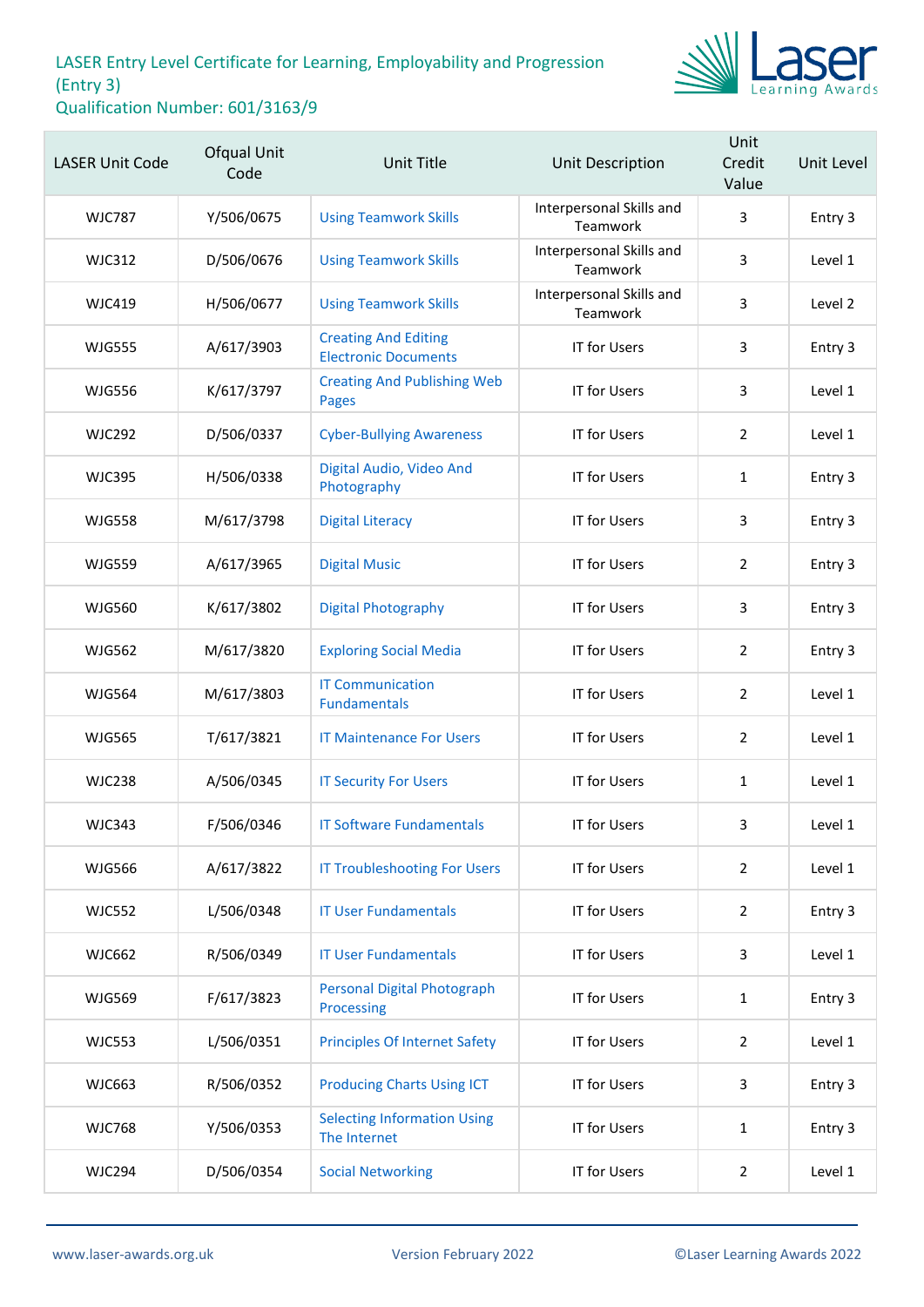# LASER Entry Level Certificate for Learning, Employability and Progression (Entry 3)
## Qualification Number: 601/3163/9

| LASER Unit Code | Ofqual Unit Code | Unit Title | Unit Description | Unit Credit Value | Unit Level |
|---|---|---|---|---|---|
| WJC787 | Y/506/0675 | Using Teamwork Skills | Interpersonal Skills and Teamwork | 3 | Entry 3 |
| WJC312 | D/506/0676 | Using Teamwork Skills | Interpersonal Skills and Teamwork | 3 | Level 1 |
| WJC419 | H/506/0677 | Using Teamwork Skills | Interpersonal Skills and Teamwork | 3 | Level 2 |
| WJG555 | A/617/3903 | Creating And Editing Electronic Documents | IT for Users | 3 | Entry 3 |
| WJG556 | K/617/3797 | Creating And Publishing Web Pages | IT for Users | 3 | Level 1 |
| WJC292 | D/506/0337 | Cyber-Bullying Awareness | IT for Users | 2 | Level 1 |
| WJC395 | H/506/0338 | Digital Audio, Video And Photography | IT for Users | 1 | Entry 3 |
| WJG558 | M/617/3798 | Digital Literacy | IT for Users | 3 | Entry 3 |
| WJG559 | A/617/3965 | Digital Music | IT for Users | 2 | Entry 3 |
| WJG560 | K/617/3802 | Digital Photography | IT for Users | 3 | Entry 3 |
| WJG562 | M/617/3820 | Exploring Social Media | IT for Users | 2 | Entry 3 |
| WJG564 | M/617/3803 | IT Communication Fundamentals | IT for Users | 2 | Level 1 |
| WJG565 | T/617/3821 | IT Maintenance For Users | IT for Users | 2 | Level 1 |
| WJC238 | A/506/0345 | IT Security For Users | IT for Users | 1 | Level 1 |
| WJC343 | F/506/0346 | IT Software Fundamentals | IT for Users | 3 | Level 1 |
| WJG566 | A/617/3822 | IT Troubleshooting For Users | IT for Users | 2 | Level 1 |
| WJC552 | L/506/0348 | IT User Fundamentals | IT for Users | 2 | Entry 3 |
| WJC662 | R/506/0349 | IT User Fundamentals | IT for Users | 3 | Level 1 |
| WJG569 | F/617/3823 | Personal Digital Photograph Processing | IT for Users | 1 | Entry 3 |
| WJC553 | L/506/0351 | Principles Of Internet Safety | IT for Users | 2 | Level 1 |
| WJC663 | R/506/0352 | Producing Charts Using ICT | IT for Users | 3 | Entry 3 |
| WJC768 | Y/506/0353 | Selecting Information Using The Internet | IT for Users | 1 | Entry 3 |
| WJC294 | D/506/0354 | Social Networking | IT for Users | 2 | Level 1 |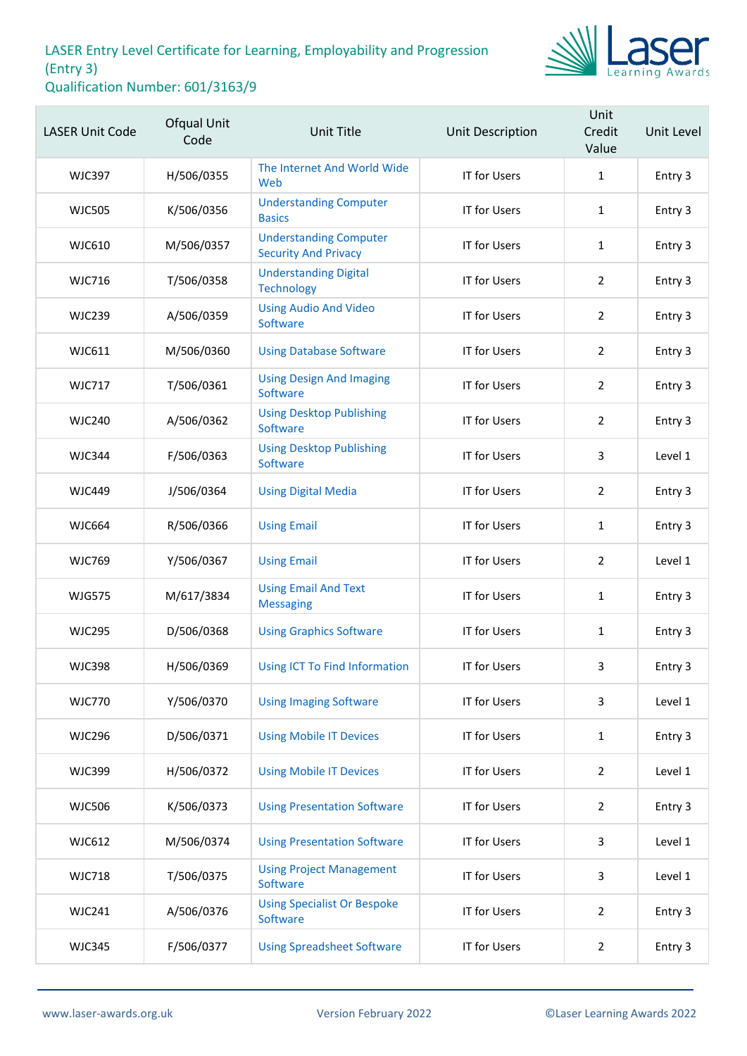LASER Entry Level Certificate for Learning, Employability and Progression (Entry 3)
Qualification Number: 601/3163/9

| LASER Unit Code | Ofqual Unit Code | Unit Title | Unit Description | Unit Credit Value | Unit Level |
|---|---|---|---|---|---|
| WJC397 | H/506/0355 | The Internet And World Wide Web | IT for Users | 1 | Entry 3 |
| WJC505 | K/506/0356 | Understanding Computer Basics | IT for Users | 1 | Entry 3 |
| WJC610 | M/506/0357 | Understanding Computer Security And Privacy | IT for Users | 1 | Entry 3 |
| WJC716 | T/506/0358 | Understanding Digital Technology | IT for Users | 2 | Entry 3 |
| WJC239 | A/506/0359 | Using Audio And Video Software | IT for Users | 2 | Entry 3 |
| WJC611 | M/506/0360 | Using Database Software | IT for Users | 2 | Entry 3 |
| WJC717 | T/506/0361 | Using Design And Imaging Software | IT for Users | 2 | Entry 3 |
| WJC240 | A/506/0362 | Using Desktop Publishing Software | IT for Users | 2 | Entry 3 |
| WJC344 | F/506/0363 | Using Desktop Publishing Software | IT for Users | 3 | Level 1 |
| WJC449 | J/506/0364 | Using Digital Media | IT for Users | 2 | Entry 3 |
| WJC664 | R/506/0366 | Using Email | IT for Users | 1 | Entry 3 |
| WJC769 | Y/506/0367 | Using Email | IT for Users | 2 | Level 1 |
| WJG575 | M/617/3834 | Using Email And Text Messaging | IT for Users | 1 | Entry 3 |
| WJC295 | D/506/0368 | Using Graphics Software | IT for Users | 1 | Entry 3 |
| WJC398 | H/506/0369 | Using ICT To Find Information | IT for Users | 3 | Entry 3 |
| WJC770 | Y/506/0370 | Using Imaging Software | IT for Users | 3 | Level 1 |
| WJC296 | D/506/0371 | Using Mobile IT Devices | IT for Users | 1 | Entry 3 |
| WJC399 | H/506/0372 | Using Mobile IT Devices | IT for Users | 2 | Level 1 |
| WJC506 | K/506/0373 | Using Presentation Software | IT for Users | 2 | Entry 3 |
| WJC612 | M/506/0374 | Using Presentation Software | IT for Users | 3 | Level 1 |
| WJC718 | T/506/0375 | Using Project Management Software | IT for Users | 3 | Level 1 |
| WJC241 | A/506/0376 | Using Specialist Or Bespoke Software | IT for Users | 2 | Entry 3 |
| WJC345 | F/506/0377 | Using Spreadsheet Software | IT for Users | 2 | Entry 3 |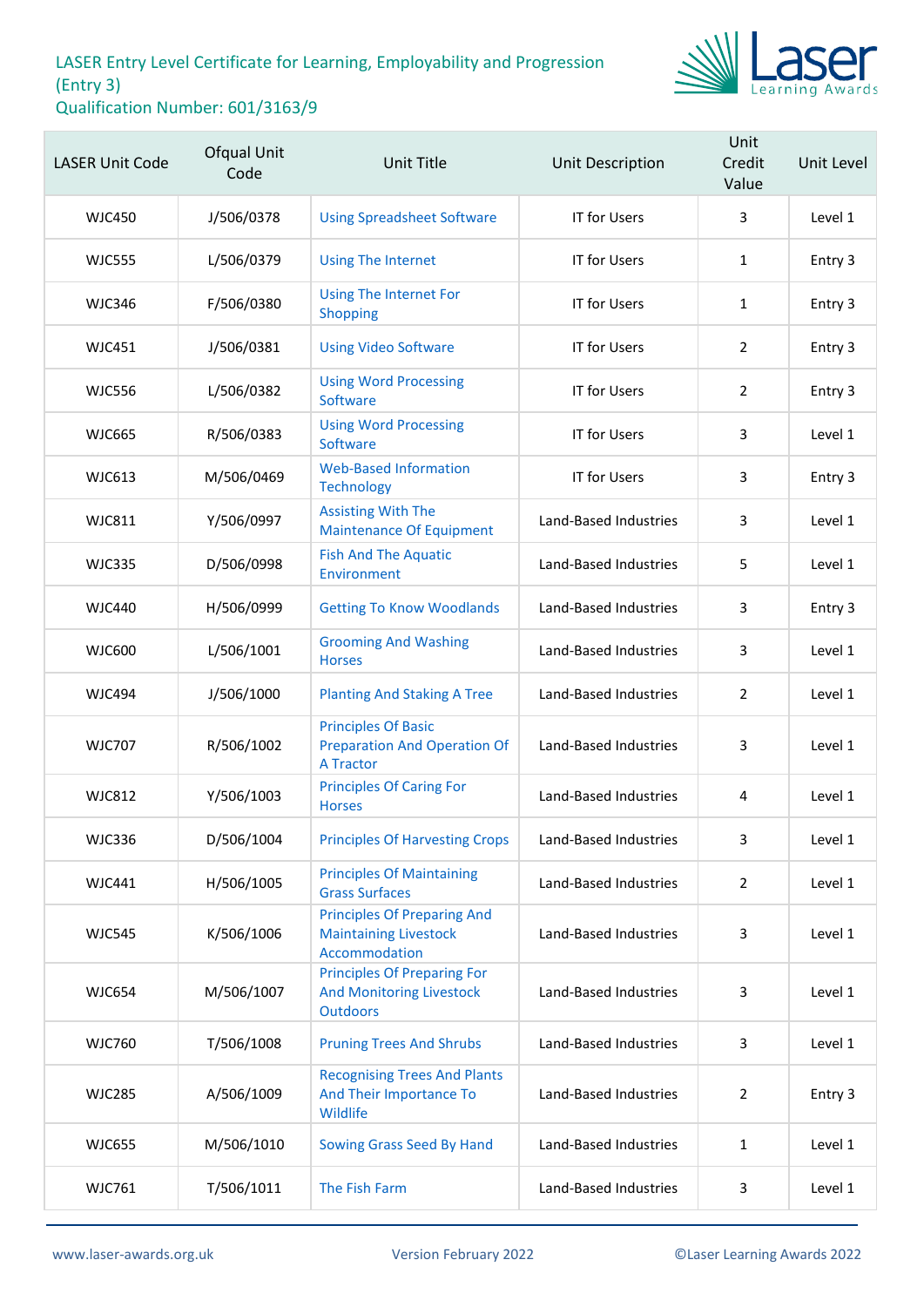LASER Entry Level Certificate for Learning, Employability and Progression (Entry 3)
Qualification Number: 601/3163/9

| LASER Unit Code | Ofqual Unit Code | Unit Title | Unit Description | Unit Credit Value | Unit Level |
|---|---|---|---|---|---|
| WJC450 | J/506/0378 | Using Spreadsheet Software | IT for Users | 3 | Level 1 |
| WJC555 | L/506/0379 | Using The Internet | IT for Users | 1 | Entry 3 |
| WJC346 | F/506/0380 | Using The Internet For Shopping | IT for Users | 1 | Entry 3 |
| WJC451 | J/506/0381 | Using Video Software | IT for Users | 2 | Entry 3 |
| WJC556 | L/506/0382 | Using Word Processing Software | IT for Users | 2 | Entry 3 |
| WJC665 | R/506/0383 | Using Word Processing Software | IT for Users | 3 | Level 1 |
| WJC613 | M/506/0469 | Web-Based Information Technology | IT for Users | 3 | Entry 3 |
| WJC811 | Y/506/0997 | Assisting With The Maintenance Of Equipment | Land-Based Industries | 3 | Level 1 |
| WJC335 | D/506/0998 | Fish And The Aquatic Environment | Land-Based Industries | 5 | Level 1 |
| WJC440 | H/506/0999 | Getting To Know Woodlands | Land-Based Industries | 3 | Entry 3 |
| WJC600 | L/506/1001 | Grooming And Washing Horses | Land-Based Industries | 3 | Level 1 |
| WJC494 | J/506/1000 | Planting And Staking A Tree | Land-Based Industries | 2 | Level 1 |
| WJC707 | R/506/1002 | Principles Of Basic Preparation And Operation Of A Tractor | Land-Based Industries | 3 | Level 1 |
| WJC812 | Y/506/1003 | Principles Of Caring For Horses | Land-Based Industries | 4 | Level 1 |
| WJC336 | D/506/1004 | Principles Of Harvesting Crops | Land-Based Industries | 3 | Level 1 |
| WJC441 | H/506/1005 | Principles Of Maintaining Grass Surfaces | Land-Based Industries | 2 | Level 1 |
| WJC545 | K/506/1006 | Principles Of Preparing And Maintaining Livestock Accommodation | Land-Based Industries | 3 | Level 1 |
| WJC654 | M/506/1007 | Principles Of Preparing For And Monitoring Livestock Outdoors | Land-Based Industries | 3 | Level 1 |
| WJC760 | T/506/1008 | Pruning Trees And Shrubs | Land-Based Industries | 3 | Level 1 |
| WJC285 | A/506/1009 | Recognising Trees And Plants And Their Importance To Wildlife | Land-Based Industries | 2 | Entry 3 |
| WJC655 | M/506/1010 | Sowing Grass Seed By Hand | Land-Based Industries | 1 | Level 1 |
| WJC761 | T/506/1011 | The Fish Farm | Land-Based Industries | 3 | Level 1 |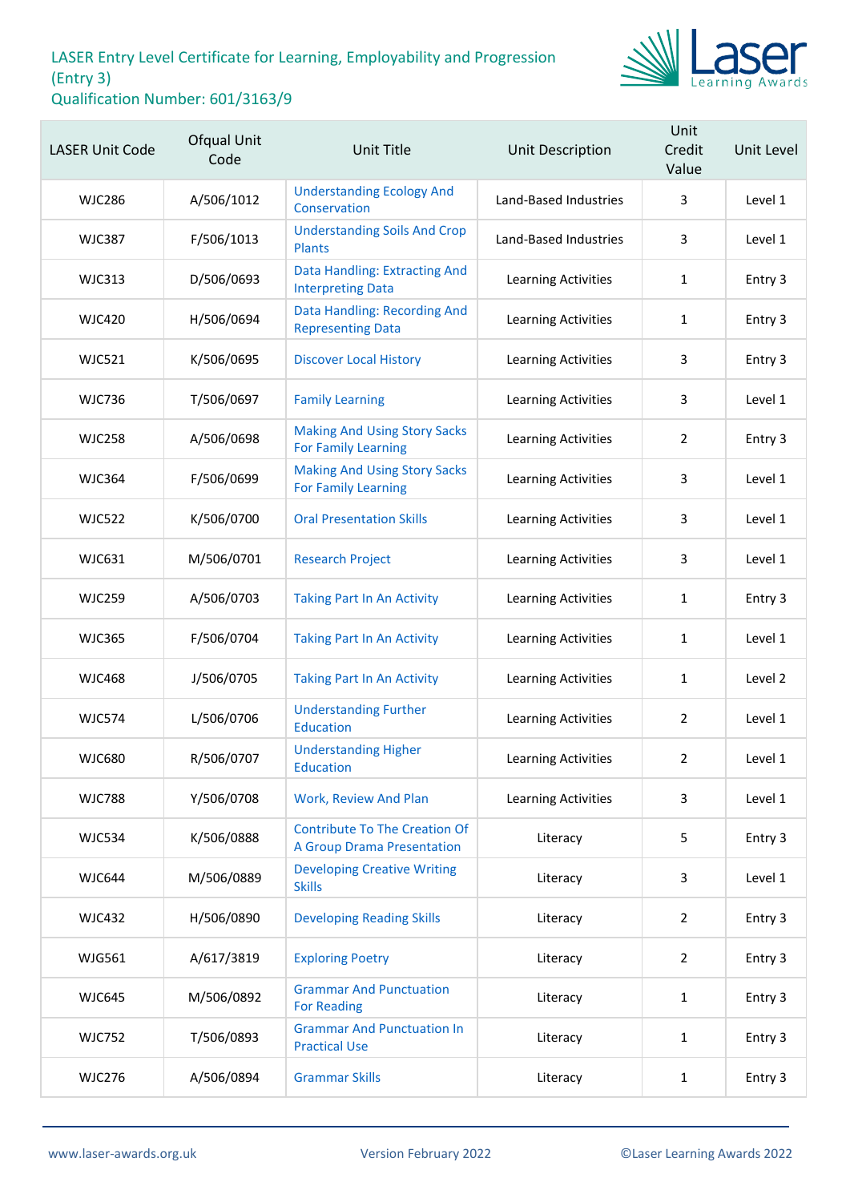LASER Entry Level Certificate for Learning, Employability and Progression (Entry 3)
Qualification Number: 601/3163/9

| LASER Unit Code | Ofqual Unit Code | Unit Title | Unit Description | Unit Credit Value | Unit Level |
|---|---|---|---|---|---|
| WJC286 | A/506/1012 | Understanding Ecology And Conservation | Land-Based Industries | 3 | Level 1 |
| WJC387 | F/506/1013 | Understanding Soils And Crop Plants | Land-Based Industries | 3 | Level 1 |
| WJC313 | D/506/0693 | Data Handling: Extracting And Interpreting Data | Learning Activities | 1 | Entry 3 |
| WJC420 | H/506/0694 | Data Handling: Recording And Representing Data | Learning Activities | 1 | Entry 3 |
| WJC521 | K/506/0695 | Discover Local History | Learning Activities | 3 | Entry 3 |
| WJC736 | T/506/0697 | Family Learning | Learning Activities | 3 | Level 1 |
| WJC258 | A/506/0698 | Making And Using Story Sacks For Family Learning | Learning Activities | 2 | Entry 3 |
| WJC364 | F/506/0699 | Making And Using Story Sacks For Family Learning | Learning Activities | 3 | Level 1 |
| WJC522 | K/506/0700 | Oral Presentation Skills | Learning Activities | 3 | Level 1 |
| WJC631 | M/506/0701 | Research Project | Learning Activities | 3 | Level 1 |
| WJC259 | A/506/0703 | Taking Part In An Activity | Learning Activities | 1 | Entry 3 |
| WJC365 | F/506/0704 | Taking Part In An Activity | Learning Activities | 1 | Level 1 |
| WJC468 | J/506/0705 | Taking Part In An Activity | Learning Activities | 1 | Level 2 |
| WJC574 | L/506/0706 | Understanding Further Education | Learning Activities | 2 | Level 1 |
| WJC680 | R/506/0707 | Understanding Higher Education | Learning Activities | 2 | Level 1 |
| WJC788 | Y/506/0708 | Work, Review And Plan | Learning Activities | 3 | Level 1 |
| WJC534 | K/506/0888 | Contribute To The Creation Of A Group Drama Presentation | Literacy | 5 | Entry 3 |
| WJC644 | M/506/0889 | Developing Creative Writing Skills | Literacy | 3 | Level 1 |
| WJC432 | H/506/0890 | Developing Reading Skills | Literacy | 2 | Entry 3 |
| WJG561 | A/617/3819 | Exploring Poetry | Literacy | 2 | Entry 3 |
| WJC645 | M/506/0892 | Grammar And Punctuation For Reading | Literacy | 1 | Entry 3 |
| WJC752 | T/506/0893 | Grammar And Punctuation In Practical Use | Literacy | 1 | Entry 3 |
| WJC276 | A/506/0894 | Grammar Skills | Literacy | 1 | Entry 3 |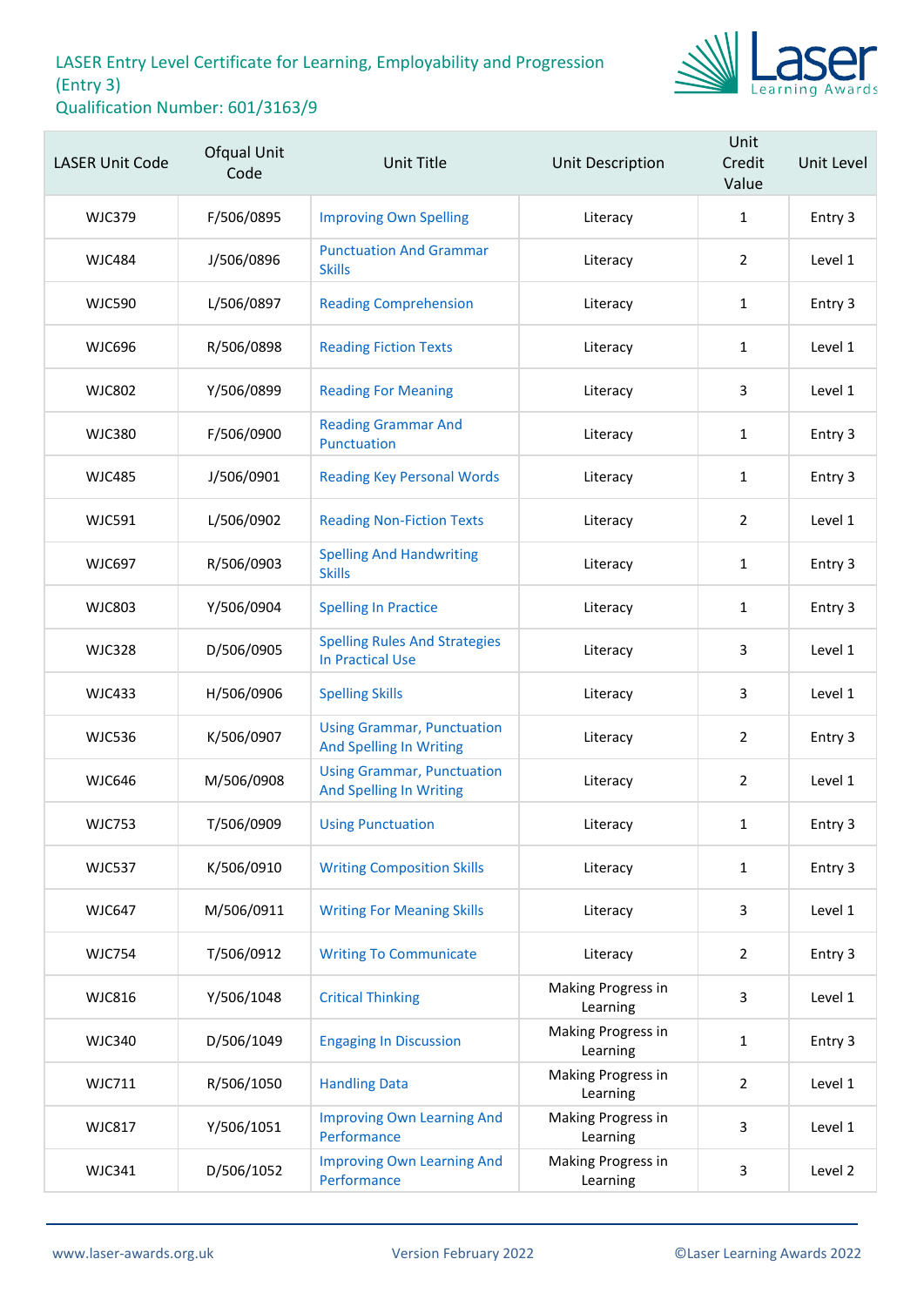# LASER Entry Level Certificate for Learning, Employability and Progression (Entry 3)
## Qualification Number: 601/3163/9

| LASER Unit Code | Ofqual Unit Code | Unit Title | Unit Description | Unit Credit Value | Unit Level |
|---|---|---|---|---|---|
| WJC379 | F/506/0895 | Improving Own Spelling | Literacy | 1 | Entry 3 |
| WJC484 | J/506/0896 | Punctuation And Grammar Skills | Literacy | 2 | Level 1 |
| WJC590 | L/506/0897 | Reading Comprehension | Literacy | 1 | Entry 3 |
| WJC696 | R/506/0898 | Reading Fiction Texts | Literacy | 1 | Level 1 |
| WJC802 | Y/506/0899 | Reading For Meaning | Literacy | 3 | Level 1 |
| WJC380 | F/506/0900 | Reading Grammar And Punctuation | Literacy | 1 | Entry 3 |
| WJC485 | J/506/0901 | Reading Key Personal Words | Literacy | 1 | Entry 3 |
| WJC591 | L/506/0902 | Reading Non-Fiction Texts | Literacy | 2 | Level 1 |
| WJC697 | R/506/0903 | Spelling And Handwriting Skills | Literacy | 1 | Entry 3 |
| WJC803 | Y/506/0904 | Spelling In Practice | Literacy | 1 | Entry 3 |
| WJC328 | D/506/0905 | Spelling Rules And Strategies In Practical Use | Literacy | 3 | Level 1 |
| WJC433 | H/506/0906 | Spelling Skills | Literacy | 3 | Level 1 |
| WJC536 | K/506/0907 | Using Grammar, Punctuation And Spelling In Writing | Literacy | 2 | Entry 3 |
| WJC646 | M/506/0908 | Using Grammar, Punctuation And Spelling In Writing | Literacy | 2 | Level 1 |
| WJC753 | T/506/0909 | Using Punctuation | Literacy | 1 | Entry 3 |
| WJC537 | K/506/0910 | Writing Composition Skills | Literacy | 1 | Entry 3 |
| WJC647 | M/506/0911 | Writing For Meaning Skills | Literacy | 3 | Level 1 |
| WJC754 | T/506/0912 | Writing To Communicate | Literacy | 2 | Entry 3 |
| WJC816 | Y/506/1048 | Critical Thinking | Making Progress in Learning | 3 | Level 1 |
| WJC340 | D/506/1049 | Engaging In Discussion | Making Progress in Learning | 1 | Entry 3 |
| WJC711 | R/506/1050 | Handling Data | Making Progress in Learning | 2 | Level 1 |
| WJC817 | Y/506/1051 | Improving Own Learning And Performance | Making Progress in Learning | 3 | Level 1 |
| WJC341 | D/506/1052 | Improving Own Learning And Performance | Making Progress in Learning | 3 | Level 2 |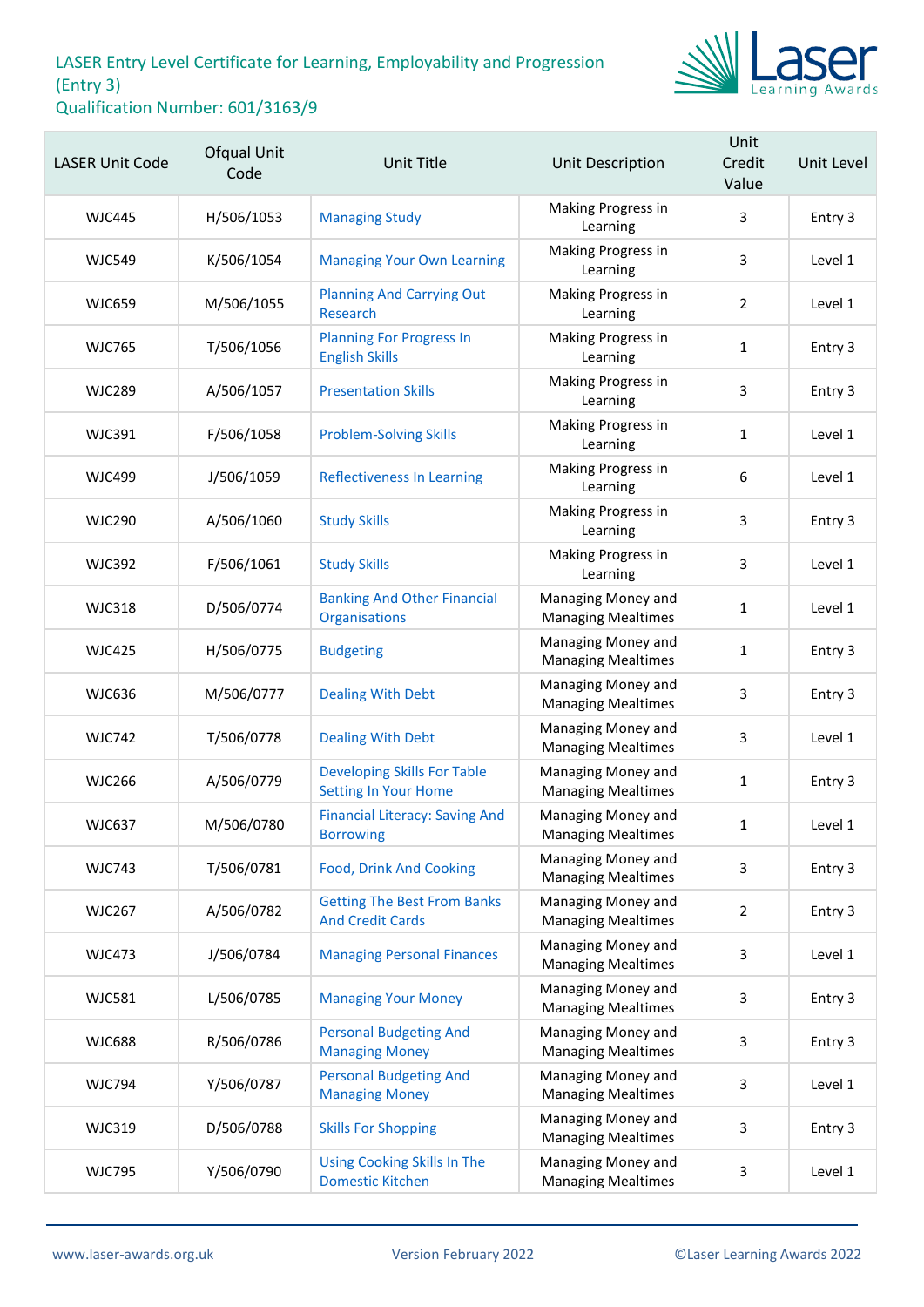# LASER Entry Level Certificate for Learning, Employability and Progression (Entry 3)
## Qualification Number: 601/3163/9

| LASER Unit Code | Ofqual Unit Code | Unit Title | Unit Description | Unit Credit Value | Unit Level |
|---|---|---|---|---|---|
| WJC445 | H/506/1053 | Managing Study | Making Progress in Learning | 3 | Entry 3 |
| WJC549 | K/506/1054 | Managing Your Own Learning | Making Progress in Learning | 3 | Level 1 |
| WJC659 | M/506/1055 | Planning And Carrying Out Research | Making Progress in Learning | 2 | Level 1 |
| WJC765 | T/506/1056 | Planning For Progress In English Skills | Making Progress in Learning | 1 | Entry 3 |
| WJC289 | A/506/1057 | Presentation Skills | Making Progress in Learning | 3 | Entry 3 |
| WJC391 | F/506/1058 | Problem-Solving Skills | Making Progress in Learning | 1 | Level 1 |
| WJC499 | J/506/1059 | Reflectiveness In Learning | Making Progress in Learning | 6 | Level 1 |
| WJC290 | A/506/1060 | Study Skills | Making Progress in Learning | 3 | Entry 3 |
| WJC392 | F/506/1061 | Study Skills | Making Progress in Learning | 3 | Level 1 |
| WJC318 | D/506/0774 | Banking And Other Financial Organisations | Managing Money and Managing Mealtimes | 1 | Level 1 |
| WJC425 | H/506/0775 | Budgeting | Managing Money and Managing Mealtimes | 1 | Entry 3 |
| WJC636 | M/506/0777 | Dealing With Debt | Managing Money and Managing Mealtimes | 3 | Entry 3 |
| WJC742 | T/506/0778 | Dealing With Debt | Managing Money and Managing Mealtimes | 3 | Level 1 |
| WJC266 | A/506/0779 | Developing Skills For Table Setting In Your Home | Managing Money and Managing Mealtimes | 1 | Entry 3 |
| WJC637 | M/506/0780 | Financial Literacy: Saving And Borrowing | Managing Money and Managing Mealtimes | 1 | Level 1 |
| WJC743 | T/506/0781 | Food, Drink And Cooking | Managing Money and Managing Mealtimes | 3 | Entry 3 |
| WJC267 | A/506/0782 | Getting The Best From Banks And Credit Cards | Managing Money and Managing Mealtimes | 2 | Entry 3 |
| WJC473 | J/506/0784 | Managing Personal Finances | Managing Money and Managing Mealtimes | 3 | Level 1 |
| WJC581 | L/506/0785 | Managing Your Money | Managing Money and Managing Mealtimes | 3 | Entry 3 |
| WJC688 | R/506/0786 | Personal Budgeting And Managing Money | Managing Money and Managing Mealtimes | 3 | Entry 3 |
| WJC794 | Y/506/0787 | Personal Budgeting And Managing Money | Managing Money and Managing Mealtimes | 3 | Level 1 |
| WJC319 | D/506/0788 | Skills For Shopping | Managing Money and Managing Mealtimes | 3 | Entry 3 |
| WJC795 | Y/506/0790 | Using Cooking Skills In The Domestic Kitchen | Managing Money and Managing Mealtimes | 3 | Level 1 |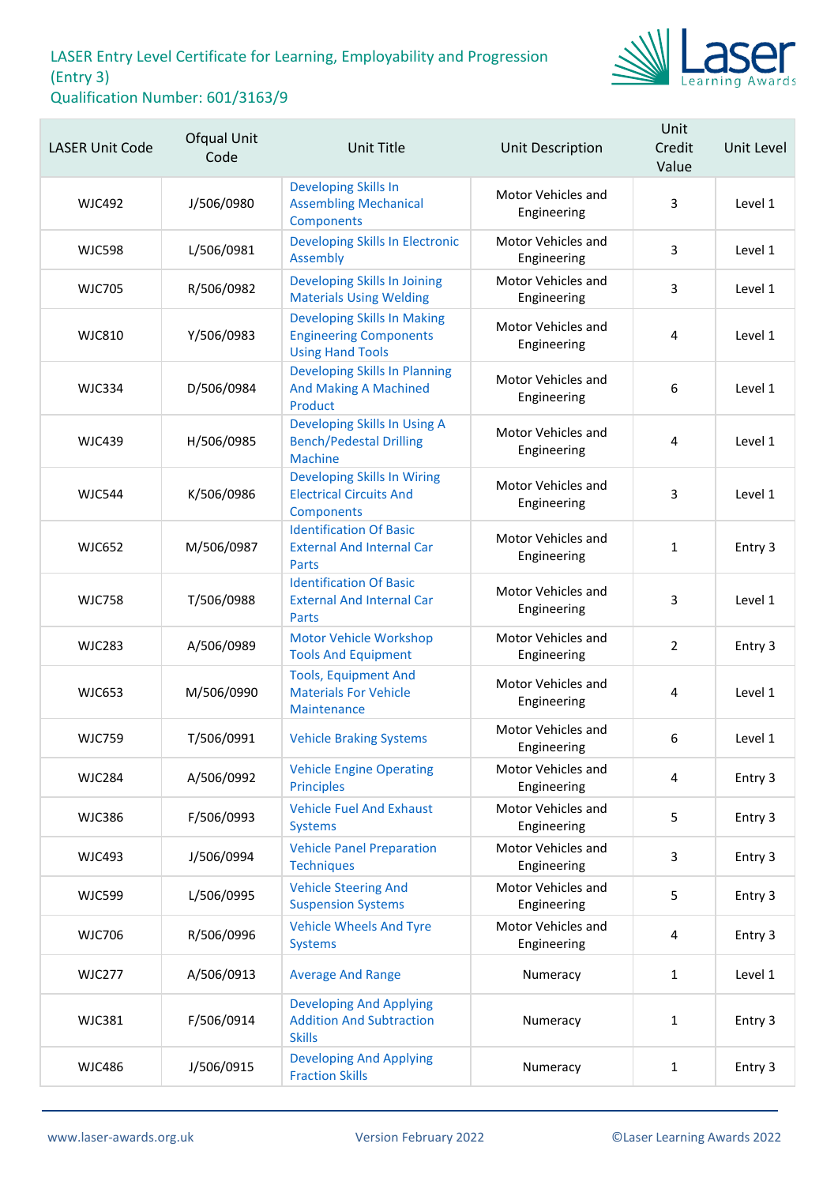# LASER Entry Level Certificate for Learning, Employability and Progression (Entry 3)

Qualification Number: 601/3163/9

| LASER Unit Code | Ofqual Unit Code | Unit Title | Unit Description | Unit Credit Value | Unit Level |
|---|---|---|---|---|---|
| WJC492 | J/506/0980 | Developing Skills In Assembling Mechanical Components | Motor Vehicles and Engineering | 3 | Level 1 |
| WJC598 | L/506/0981 | Developing Skills In Electronic Assembly | Motor Vehicles and Engineering | 3 | Level 1 |
| WJC705 | R/506/0982 | Developing Skills In Joining Materials Using Welding | Motor Vehicles and Engineering | 3 | Level 1 |
| WJC810 | Y/506/0983 | Developing Skills In Making Engineering Components Using Hand Tools | Motor Vehicles and Engineering | 4 | Level 1 |
| WJC334 | D/506/0984 | Developing Skills In Planning And Making A Machined Product | Motor Vehicles and Engineering | 6 | Level 1 |
| WJC439 | H/506/0985 | Developing Skills In Using A Bench/Pedestal Drilling Machine | Motor Vehicles and Engineering | 4 | Level 1 |
| WJC544 | K/506/0986 | Developing Skills In Wiring Electrical Circuits And Components | Motor Vehicles and Engineering | 3 | Level 1 |
| WJC652 | M/506/0987 | Identification Of Basic External And Internal Car Parts | Motor Vehicles and Engineering | 1 | Entry 3 |
| WJC758 | T/506/0988 | Identification Of Basic External And Internal Car Parts | Motor Vehicles and Engineering | 3 | Level 1 |
| WJC283 | A/506/0989 | Motor Vehicle Workshop Tools And Equipment | Motor Vehicles and Engineering | 2 | Entry 3 |
| WJC653 | M/506/0990 | Tools, Equipment And Materials For Vehicle Maintenance | Motor Vehicles and Engineering | 4 | Level 1 |
| WJC759 | T/506/0991 | Vehicle Braking Systems | Motor Vehicles and Engineering | 6 | Level 1 |
| WJC284 | A/506/0992 | Vehicle Engine Operating Principles | Motor Vehicles and Engineering | 4 | Entry 3 |
| WJC386 | F/506/0993 | Vehicle Fuel And Exhaust Systems | Motor Vehicles and Engineering | 5 | Entry 3 |
| WJC493 | J/506/0994 | Vehicle Panel Preparation Techniques | Motor Vehicles and Engineering | 3 | Entry 3 |
| WJC599 | L/506/0995 | Vehicle Steering And Suspension Systems | Motor Vehicles and Engineering | 5 | Entry 3 |
| WJC706 | R/506/0996 | Vehicle Wheels And Tyre Systems | Motor Vehicles and Engineering | 4 | Entry 3 |
| WJC277 | A/506/0913 | Average And Range | Numeracy | 1 | Level 1 |
| WJC381 | F/506/0914 | Developing And Applying Addition And Subtraction Skills | Numeracy | 1 | Entry 3 |
| WJC486 | J/506/0915 | Developing And Applying Fraction Skills | Numeracy | 1 | Entry 3 |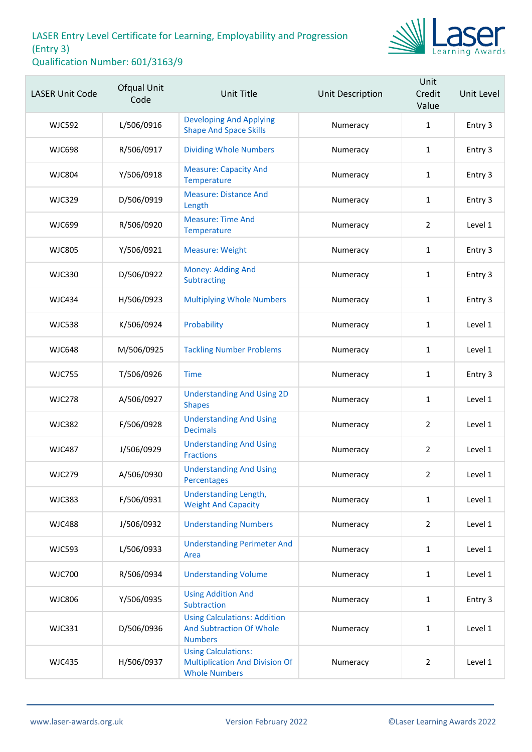# LASER Entry Level Certificate for Learning, Employability and Progression (Entry 3)
## Qualification Number: 601/3163/9

| LASER Unit Code | Ofqual Unit Code | Unit Title | Unit Description | Unit Credit Value | Unit Level |
|---|---|---|---|---|---|
| WJC592 | L/506/0916 | Developing And Applying Shape And Space Skills | Numeracy | 1 | Entry 3 |
| WJC698 | R/506/0917 | Dividing Whole Numbers | Numeracy | 1 | Entry 3 |
| WJC804 | Y/506/0918 | Measure: Capacity And Temperature | Numeracy | 1 | Entry 3 |
| WJC329 | D/506/0919 | Measure: Distance And Length | Numeracy | 1 | Entry 3 |
| WJC699 | R/506/0920 | Measure: Time And Temperature | Numeracy | 2 | Level 1 |
| WJC805 | Y/506/0921 | Measure: Weight | Numeracy | 1 | Entry 3 |
| WJC330 | D/506/0922 | Money: Adding And Subtracting | Numeracy | 1 | Entry 3 |
| WJC434 | H/506/0923 | Multiplying Whole Numbers | Numeracy | 1 | Entry 3 |
| WJC538 | K/506/0924 | Probability | Numeracy | 1 | Level 1 |
| WJC648 | M/506/0925 | Tackling Number Problems | Numeracy | 1 | Level 1 |
| WJC755 | T/506/0926 | Time | Numeracy | 1 | Entry 3 |
| WJC278 | A/506/0927 | Understanding And Using 2D Shapes | Numeracy | 1 | Level 1 |
| WJC382 | F/506/0928 | Understanding And Using Decimals | Numeracy | 2 | Level 1 |
| WJC487 | J/506/0929 | Understanding And Using Fractions | Numeracy | 2 | Level 1 |
| WJC279 | A/506/0930 | Understanding And Using Percentages | Numeracy | 2 | Level 1 |
| WJC383 | F/506/0931 | Understanding Length, Weight And Capacity | Numeracy | 1 | Level 1 |
| WJC488 | J/506/0932 | Understanding Numbers | Numeracy | 2 | Level 1 |
| WJC593 | L/506/0933 | Understanding Perimeter And Area | Numeracy | 1 | Level 1 |
| WJC700 | R/506/0934 | Understanding Volume | Numeracy | 1 | Level 1 |
| WJC806 | Y/506/0935 | Using Addition And Subtraction | Numeracy | 1 | Entry 3 |
| WJC331 | D/506/0936 | Using Calculations: Addition And Subtraction Of Whole Numbers | Numeracy | 1 | Level 1 |
| WJC435 | H/506/0937 | Using Calculations: Multiplication And Division Of Whole Numbers | Numeracy | 2 | Level 1 |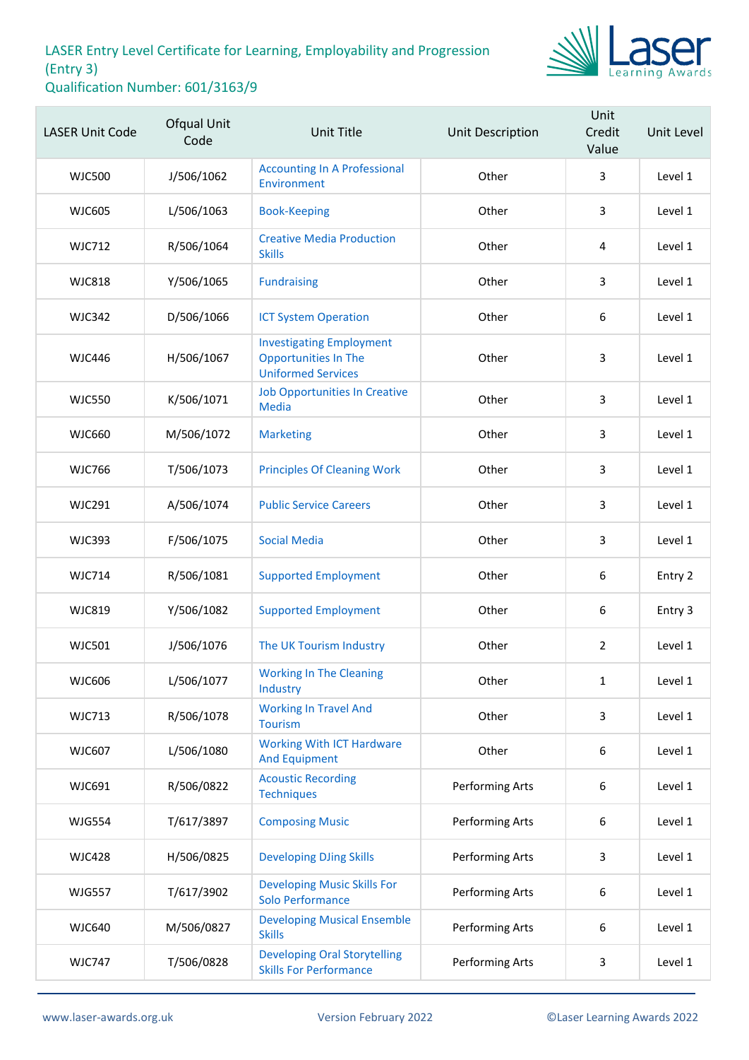LASER Entry Level Certificate for Learning, Employability and Progression (Entry 3)
Qualification Number: 601/3163/9

| LASER Unit Code | Ofqual Unit Code | Unit Title | Unit Description | Unit Credit Value | Unit Level |
|---|---|---|---|---|---|
| WJC500 | J/506/1062 | Accounting In A Professional Environment | Other | 3 | Level 1 |
| WJC605 | L/506/1063 | Book-Keeping | Other | 3 | Level 1 |
| WJC712 | R/506/1064 | Creative Media Production Skills | Other | 4 | Level 1 |
| WJC818 | Y/506/1065 | Fundraising | Other | 3 | Level 1 |
| WJC342 | D/506/1066 | ICT System Operation | Other | 6 | Level 1 |
| WJC446 | H/506/1067 | Investigating Employment Opportunities In The Uniformed Services | Other | 3 | Level 1 |
| WJC550 | K/506/1071 | Job Opportunities In Creative Media | Other | 3 | Level 1 |
| WJC660 | M/506/1072 | Marketing | Other | 3 | Level 1 |
| WJC766 | T/506/1073 | Principles Of Cleaning Work | Other | 3 | Level 1 |
| WJC291 | A/506/1074 | Public Service Careers | Other | 3 | Level 1 |
| WJC393 | F/506/1075 | Social Media | Other | 3 | Level 1 |
| WJC714 | R/506/1081 | Supported Employment | Other | 6 | Entry 2 |
| WJC819 | Y/506/1082 | Supported Employment | Other | 6 | Entry 3 |
| WJC501 | J/506/1076 | The UK Tourism Industry | Other | 2 | Level 1 |
| WJC606 | L/506/1077 | Working In The Cleaning Industry | Other | 1 | Level 1 |
| WJC713 | R/506/1078 | Working In Travel And Tourism | Other | 3 | Level 1 |
| WJC607 | L/506/1080 | Working With ICT Hardware And Equipment | Other | 6 | Level 1 |
| WJC691 | R/506/0822 | Acoustic Recording Techniques | Performing Arts | 6 | Level 1 |
| WJG554 | T/617/3897 | Composing Music | Performing Arts | 6 | Level 1 |
| WJC428 | H/506/0825 | Developing DJing Skills | Performing Arts | 3 | Level 1 |
| WJG557 | T/617/3902 | Developing Music Skills For Solo Performance | Performing Arts | 6 | Level 1 |
| WJC640 | M/506/0827 | Developing Musical Ensemble Skills | Performing Arts | 6 | Level 1 |
| WJC747 | T/506/0828 | Developing Oral Storytelling Skills For Performance | Performing Arts | 3 | Level 1 |

www.laser-awards.org.uk Version February 2022 ©Laser Learning Awards 2022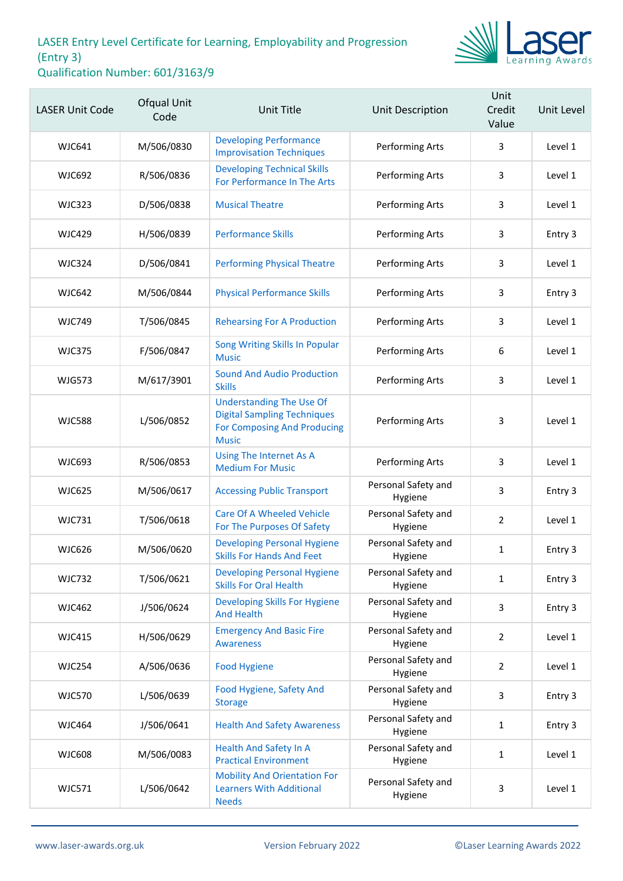# LASER Entry Level Certificate for Learning, Employability and Progression (Entry 3)
## Qualification Number: 601/3163/9

| LASER Unit Code | Ofqual Unit Code | Unit Title | Unit Description | Unit Credit Value | Unit Level |
|---|---|---|---|---|---|
| WJC641 | M/506/0830 | Developing Performance Improvisation Techniques | Performing Arts | 3 | Level 1 |
| WJC692 | R/506/0836 | Developing Technical Skills For Performance In The Arts | Performing Arts | 3 | Level 1 |
| WJC323 | D/506/0838 | Musical Theatre | Performing Arts | 3 | Level 1 |
| WJC429 | H/506/0839 | Performance Skills | Performing Arts | 3 | Entry 3 |
| WJC324 | D/506/0841 | Performing Physical Theatre | Performing Arts | 3 | Level 1 |
| WJC642 | M/506/0844 | Physical Performance Skills | Performing Arts | 3 | Entry 3 |
| WJC749 | T/506/0845 | Rehearsing For A Production | Performing Arts | 3 | Level 1 |
| WJC375 | F/506/0847 | Song Writing Skills In Popular Music | Performing Arts | 6 | Level 1 |
| WJG573 | M/617/3901 | Sound And Audio Production Skills | Performing Arts | 3 | Level 1 |
| WJC588 | L/506/0852 | Understanding The Use Of Digital Sampling Techniques For Composing And Producing Music | Performing Arts | 3 | Level 1 |
| WJC693 | R/506/0853 | Using The Internet As A Medium For Music | Performing Arts | 3 | Level 1 |
| WJC625 | M/506/0617 | Accessing Public Transport | Personal Safety and Hygiene | 3 | Entry 3 |
| WJC731 | T/506/0618 | Care Of A Wheeled Vehicle For The Purposes Of Safety | Personal Safety and Hygiene | 2 | Level 1 |
| WJC626 | M/506/0620 | Developing Personal Hygiene Skills For Hands And Feet | Personal Safety and Hygiene | 1 | Entry 3 |
| WJC732 | T/506/0621 | Developing Personal Hygiene Skills For Oral Health | Personal Safety and Hygiene | 1 | Entry 3 |
| WJC462 | J/506/0624 | Developing Skills For Hygiene And Health | Personal Safety and Hygiene | 3 | Entry 3 |
| WJC415 | H/506/0629 | Emergency And Basic Fire Awareness | Personal Safety and Hygiene | 2 | Level 1 |
| WJC254 | A/506/0636 | Food Hygiene | Personal Safety and Hygiene | 2 | Level 1 |
| WJC570 | L/506/0639 | Food Hygiene, Safety And Storage | Personal Safety and Hygiene | 3 | Entry 3 |
| WJC464 | J/506/0641 | Health And Safety Awareness | Personal Safety and Hygiene | 1 | Entry 3 |
| WJC608 | M/506/0083 | Health And Safety In A Practical Environment | Personal Safety and Hygiene | 1 | Level 1 |
| WJC571 | L/506/0642 | Mobility And Orientation For Learners With Additional Needs | Personal Safety and Hygiene | 3 | Level 1 |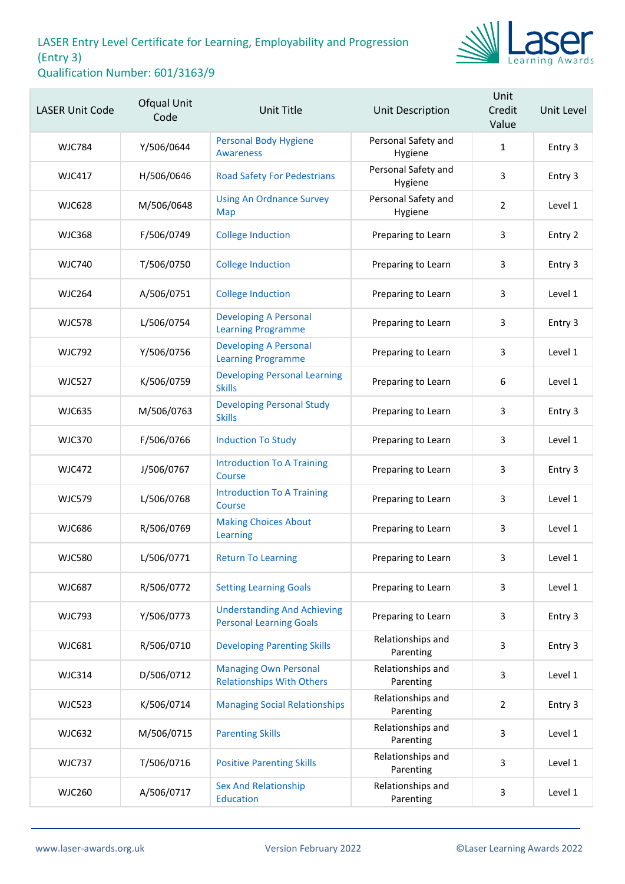LASER Entry Level Certificate for Learning, Employability and Progression (Entry 3)
Qualification Number: 601/3163/9

| LASER Unit Code | Ofqual Unit Code | Unit Title | Unit Description | Unit Credit Value | Unit Level |
|---|---|---|---|---|---|
| WJC784 | Y/506/0644 | Personal Body Hygiene Awareness | Personal Safety and Hygiene | 1 | Entry 3 |
| WJC417 | H/506/0646 | Road Safety For Pedestrians | Personal Safety and Hygiene | 3 | Entry 3 |
| WJC628 | M/506/0648 | Using An Ordnance Survey Map | Personal Safety and Hygiene | 2 | Level 1 |
| WJC368 | F/506/0749 | College Induction | Preparing to Learn | 3 | Entry 2 |
| WJC740 | T/506/0750 | College Induction | Preparing to Learn | 3 | Entry 3 |
| WJC264 | A/506/0751 | College Induction | Preparing to Learn | 3 | Level 1 |
| WJC578 | L/506/0754 | Developing A Personal Learning Programme | Preparing to Learn | 3 | Entry 3 |
| WJC792 | Y/506/0756 | Developing A Personal Learning Programme | Preparing to Learn | 3 | Level 1 |
| WJC527 | K/506/0759 | Developing Personal Learning Skills | Preparing to Learn | 6 | Level 1 |
| WJC635 | M/506/0763 | Developing Personal Study Skills | Preparing to Learn | 3 | Entry 3 |
| WJC370 | F/506/0766 | Induction To Study | Preparing to Learn | 3 | Level 1 |
| WJC472 | J/506/0767 | Introduction To A Training Course | Preparing to Learn | 3 | Entry 3 |
| WJC579 | L/506/0768 | Introduction To A Training Course | Preparing to Learn | 3 | Level 1 |
| WJC686 | R/506/0769 | Making Choices About Learning | Preparing to Learn | 3 | Level 1 |
| WJC580 | L/506/0771 | Return To Learning | Preparing to Learn | 3 | Level 1 |
| WJC687 | R/506/0772 | Setting Learning Goals | Preparing to Learn | 3 | Level 1 |
| WJC793 | Y/506/0773 | Understanding And Achieving Personal Learning Goals | Preparing to Learn | 3 | Entry 3 |
| WJC681 | R/506/0710 | Developing Parenting Skills | Relationships and Parenting | 3 | Entry 3 |
| WJC314 | D/506/0712 | Managing Own Personal Relationships With Others | Relationships and Parenting | 3 | Level 1 |
| WJC523 | K/506/0714 | Managing Social Relationships | Relationships and Parenting | 2 | Entry 3 |
| WJC632 | M/506/0715 | Parenting Skills | Relationships and Parenting | 3 | Level 1 |
| WJC737 | T/506/0716 | Positive Parenting Skills | Relationships and Parenting | 3 | Level 1 |
| WJC260 | A/506/0717 | Sex And Relationship Education | Relationships and Parenting | 3 | Level 1 |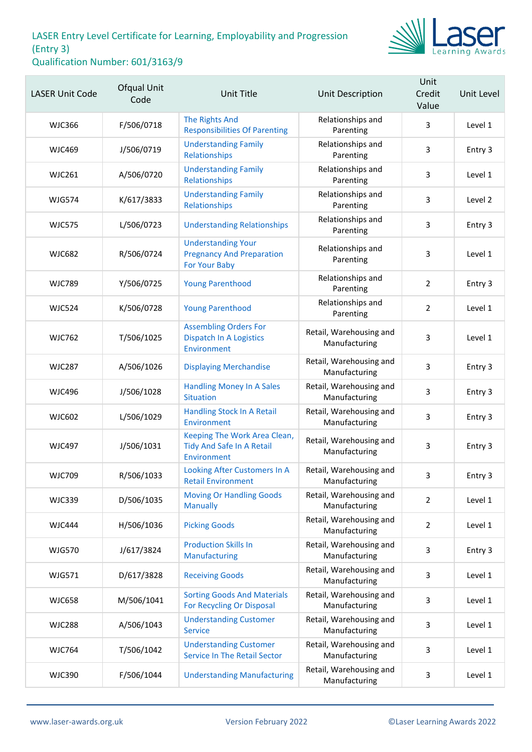# LASER Entry Level Certificate for Learning, Employability and Progression (Entry 3)

## Qualification Number: 601/3163/9

| LASER Unit Code | Ofqual Unit Code | Unit Title | Unit Description | Unit Credit Value | Unit Level |
|---|---|---|---|---|---|
| WJC366 | F/506/0718 | The Rights And Responsibilities Of Parenting | Relationships and Parenting | 3 | Level 1 |
| WJC469 | J/506/0719 | Understanding Family Relationships | Relationships and Parenting | 3 | Entry 3 |
| WJC261 | A/506/0720 | Understanding Family Relationships | Relationships and Parenting | 3 | Level 1 |
| WJG574 | K/617/3833 | Understanding Family Relationships | Relationships and Parenting | 3 | Level 2 |
| WJC575 | L/506/0723 | Understanding Relationships | Relationships and Parenting | 3 | Entry 3 |
| WJC682 | R/506/0724 | Understanding Your Pregnancy And Preparation For Your Baby | Relationships and Parenting | 3 | Level 1 |
| WJC789 | Y/506/0725 | Young Parenthood | Relationships and Parenting | 2 | Entry 3 |
| WJC524 | K/506/0728 | Young Parenthood | Relationships and Parenting | 2 | Level 1 |
| WJC762 | T/506/1025 | Assembling Orders For Dispatch In A Logistics Environment | Retail, Warehousing and Manufacturing | 3 | Level 1 |
| WJC287 | A/506/1026 | Displaying Merchandise | Retail, Warehousing and Manufacturing | 3 | Entry 3 |
| WJC496 | J/506/1028 | Handling Money In A Sales Situation | Retail, Warehousing and Manufacturing | 3 | Entry 3 |
| WJC602 | L/506/1029 | Handling Stock In A Retail Environment | Retail, Warehousing and Manufacturing | 3 | Entry 3 |
| WJC497 | J/506/1031 | Keeping The Work Area Clean, Tidy And Safe In A Retail Environment | Retail, Warehousing and Manufacturing | 3 | Entry 3 |
| WJC709 | R/506/1033 | Looking After Customers In A Retail Environment | Retail, Warehousing and Manufacturing | 3 | Entry 3 |
| WJC339 | D/506/1035 | Moving Or Handling Goods Manually | Retail, Warehousing and Manufacturing | 2 | Level 1 |
| WJC444 | H/506/1036 | Picking Goods | Retail, Warehousing and Manufacturing | 2 | Level 1 |
| WJG570 | J/617/3824 | Production Skills In Manufacturing | Retail, Warehousing and Manufacturing | 3 | Entry 3 |
| WJG571 | D/617/3828 | Receiving Goods | Retail, Warehousing and Manufacturing | 3 | Level 1 |
| WJC658 | M/506/1041 | Sorting Goods And Materials For Recycling Or Disposal | Retail, Warehousing and Manufacturing | 3 | Level 1 |
| WJC288 | A/506/1043 | Understanding Customer Service | Retail, Warehousing and Manufacturing | 3 | Level 1 |
| WJC764 | T/506/1042 | Understanding Customer Service In The Retail Sector | Retail, Warehousing and Manufacturing | 3 | Level 1 |
| WJC390 | F/506/1044 | Understanding Manufacturing | Retail, Warehousing and Manufacturing | 3 | Level 1 |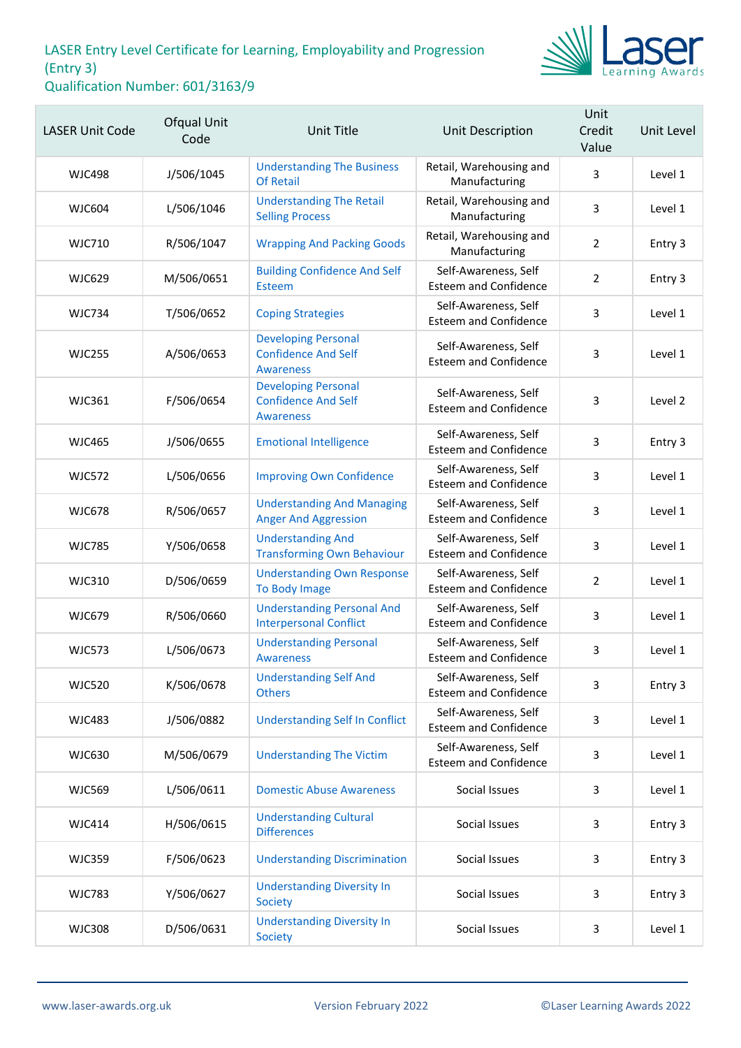LASER Entry Level Certificate for Learning, Employability and Progression (Entry 3)
Qualification Number: 601/3163/9

| LASER Unit Code | Ofqual Unit Code | Unit Title | Unit Description | Unit Credit Value | Unit Level |
|---|---|---|---|---|---|
| WJC498 | J/506/1045 | Understanding The Business Of Retail | Retail, Warehousing and Manufacturing | 3 | Level 1 |
| WJC604 | L/506/1046 | Understanding The Retail Selling Process | Retail, Warehousing and Manufacturing | 3 | Level 1 |
| WJC710 | R/506/1047 | Wrapping And Packing Goods | Retail, Warehousing and Manufacturing | 2 | Entry 3 |
| WJC629 | M/506/0651 | Building Confidence And Self Esteem | Self-Awareness, Self Esteem and Confidence | 2 | Entry 3 |
| WJC734 | T/506/0652 | Coping Strategies | Self-Awareness, Self Esteem and Confidence | 3 | Level 1 |
| WJC255 | A/506/0653 | Developing Personal Confidence And Self Awareness | Self-Awareness, Self Esteem and Confidence | 3 | Level 1 |
| WJC361 | F/506/0654 | Developing Personal Confidence And Self Awareness | Self-Awareness, Self Esteem and Confidence | 3 | Level 2 |
| WJC465 | J/506/0655 | Emotional Intelligence | Self-Awareness, Self Esteem and Confidence | 3 | Entry 3 |
| WJC572 | L/506/0656 | Improving Own Confidence | Self-Awareness, Self Esteem and Confidence | 3 | Level 1 |
| WJC678 | R/506/0657 | Understanding And Managing Anger And Aggression | Self-Awareness, Self Esteem and Confidence | 3 | Level 1 |
| WJC785 | Y/506/0658 | Understanding And Transforming Own Behaviour | Self-Awareness, Self Esteem and Confidence | 3 | Level 1 |
| WJC310 | D/506/0659 | Understanding Own Response To Body Image | Self-Awareness, Self Esteem and Confidence | 2 | Level 1 |
| WJC679 | R/506/0660 | Understanding Personal And Interpersonal Conflict | Self-Awareness, Self Esteem and Confidence | 3 | Level 1 |
| WJC573 | L/506/0673 | Understanding Personal Awareness | Self-Awareness, Self Esteem and Confidence | 3 | Level 1 |
| WJC520 | K/506/0678 | Understanding Self And Others | Self-Awareness, Self Esteem and Confidence | 3 | Entry 3 |
| WJC483 | J/506/0882 | Understanding Self In Conflict | Self-Awareness, Self Esteem and Confidence | 3 | Level 1 |
| WJC630 | M/506/0679 | Understanding The Victim | Self-Awareness, Self Esteem and Confidence | 3 | Level 1 |
| WJC569 | L/506/0611 | Domestic Abuse Awareness | Social Issues | 3 | Level 1 |
| WJC414 | H/506/0615 | Understanding Cultural Differences | Social Issues | 3 | Entry 3 |
| WJC359 | F/506/0623 | Understanding Discrimination | Social Issues | 3 | Entry 3 |
| WJC783 | Y/506/0627 | Understanding Diversity In Society | Social Issues | 3 | Entry 3 |
| WJC308 | D/506/0631 | Understanding Diversity In Society | Social Issues | 3 | Level 1 |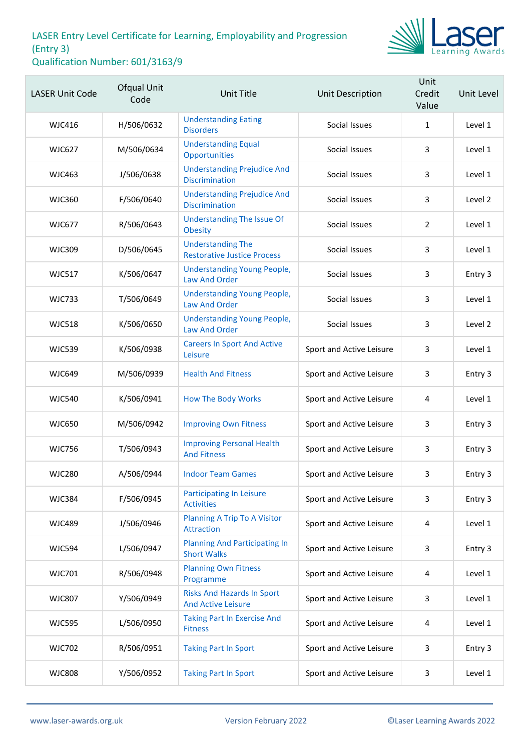# LASER Entry Level Certificate for Learning, Employability and Progression (Entry 3)
## Qualification Number: 601/3163/9

| LASER Unit Code | Ofqual Unit Code | Unit Title | Unit Description | Unit Credit Value | Unit Level |
|---|---|---|---|---|---|
| WJC416 | H/506/0632 | Understanding Eating Disorders | Social Issues | 1 | Level 1 |
| WJC627 | M/506/0634 | Understanding Equal Opportunities | Social Issues | 3 | Level 1 |
| WJC463 | J/506/0638 | Understanding Prejudice And Discrimination | Social Issues | 3 | Level 1 |
| WJC360 | F/506/0640 | Understanding Prejudice And Discrimination | Social Issues | 3 | Level 2 |
| WJC677 | R/506/0643 | Understanding The Issue Of Obesity | Social Issues | 2 | Level 1 |
| WJC309 | D/506/0645 | Understanding The Restorative Justice Process | Social Issues | 3 | Level 1 |
| WJC517 | K/506/0647 | Understanding Young People, Law And Order | Social Issues | 3 | Entry 3 |
| WJC733 | T/506/0649 | Understanding Young People, Law And Order | Social Issues | 3 | Level 1 |
| WJC518 | K/506/0650 | Understanding Young People, Law And Order | Social Issues | 3 | Level 2 |
| WJC539 | K/506/0938 | Careers In Sport And Active Leisure | Sport and Active Leisure | 3 | Level 1 |
| WJC649 | M/506/0939 | Health And Fitness | Sport and Active Leisure | 3 | Entry 3 |
| WJC540 | K/506/0941 | How The Body Works | Sport and Active Leisure | 4 | Level 1 |
| WJC650 | M/506/0942 | Improving Own Fitness | Sport and Active Leisure | 3 | Entry 3 |
| WJC756 | T/506/0943 | Improving Personal Health And Fitness | Sport and Active Leisure | 3 | Entry 3 |
| WJC280 | A/506/0944 | Indoor Team Games | Sport and Active Leisure | 3 | Entry 3 |
| WJC384 | F/506/0945 | Participating In Leisure Activities | Sport and Active Leisure | 3 | Entry 3 |
| WJC489 | J/506/0946 | Planning A Trip To A Visitor Attraction | Sport and Active Leisure | 4 | Level 1 |
| WJC594 | L/506/0947 | Planning And Participating In Short Walks | Sport and Active Leisure | 3 | Entry 3 |
| WJC701 | R/506/0948 | Planning Own Fitness Programme | Sport and Active Leisure | 4 | Level 1 |
| WJC807 | Y/506/0949 | Risks And Hazards In Sport And Active Leisure | Sport and Active Leisure | 3 | Level 1 |
| WJC595 | L/506/0950 | Taking Part In Exercise And Fitness | Sport and Active Leisure | 4 | Level 1 |
| WJC702 | R/506/0951 | Taking Part In Sport | Sport and Active Leisure | 3 | Entry 3 |
| WJC808 | Y/506/0952 | Taking Part In Sport | Sport and Active Leisure | 3 | Level 1 |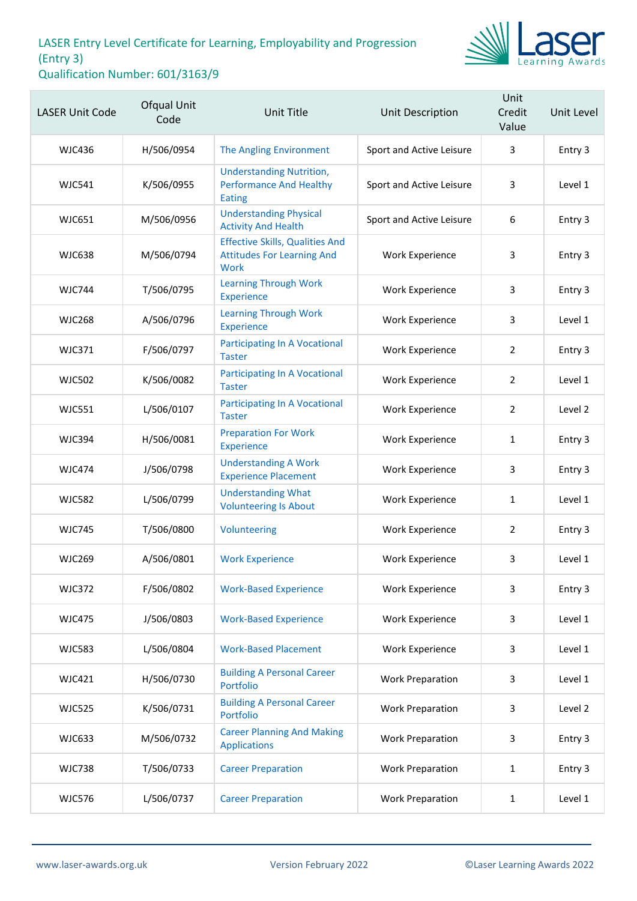LASER Entry Level Certificate for Learning, Employability and Progression (Entry 3)
Qualification Number: 601/3163/9

| LASER Unit Code | Ofqual Unit Code | Unit Title | Unit Description | Unit Credit Value | Unit Level |
|---|---|---|---|---|---|
| WJC436 | H/506/0954 | The Angling Environment | Sport and Active Leisure | 3 | Entry 3 |
| WJC541 | K/506/0955 | Understanding Nutrition, Performance And Healthy Eating | Sport and Active Leisure | 3 | Level 1 |
| WJC651 | M/506/0956 | Understanding Physical Activity And Health | Sport and Active Leisure | 6 | Entry 3 |
| WJC638 | M/506/0794 | Effective Skills, Qualities And Attitudes For Learning And Work | Work Experience | 3 | Entry 3 |
| WJC744 | T/506/0795 | Learning Through Work Experience | Work Experience | 3 | Entry 3 |
| WJC268 | A/506/0796 | Learning Through Work Experience | Work Experience | 3 | Level 1 |
| WJC371 | F/506/0797 | Participating In A Vocational Taster | Work Experience | 2 | Entry 3 |
| WJC502 | K/506/0082 | Participating In A Vocational Taster | Work Experience | 2 | Level 1 |
| WJC551 | L/506/0107 | Participating In A Vocational Taster | Work Experience | 2 | Level 2 |
| WJC394 | H/506/0081 | Preparation For Work Experience | Work Experience | 1 | Entry 3 |
| WJC474 | J/506/0798 | Understanding A Work Experience Placement | Work Experience | 3 | Entry 3 |
| WJC582 | L/506/0799 | Understanding What Volunteering Is About | Work Experience | 1 | Level 1 |
| WJC745 | T/506/0800 | Volunteering | Work Experience | 2 | Entry 3 |
| WJC269 | A/506/0801 | Work Experience | Work Experience | 3 | Level 1 |
| WJC372 | F/506/0802 | Work-Based Experience | Work Experience | 3 | Entry 3 |
| WJC475 | J/506/0803 | Work-Based Experience | Work Experience | 3 | Level 1 |
| WJC583 | L/506/0804 | Work-Based Placement | Work Experience | 3 | Level 1 |
| WJC421 | H/506/0730 | Building A Personal Career Portfolio | Work Preparation | 3 | Level 1 |
| WJC525 | K/506/0731 | Building A Personal Career Portfolio | Work Preparation | 3 | Level 2 |
| WJC633 | M/506/0732 | Career Planning And Making Applications | Work Preparation | 3 | Entry 3 |
| WJC738 | T/506/0733 | Career Preparation | Work Preparation | 1 | Entry 3 |
| WJC576 | L/506/0737 | Career Preparation | Work Preparation | 1 | Level 1 |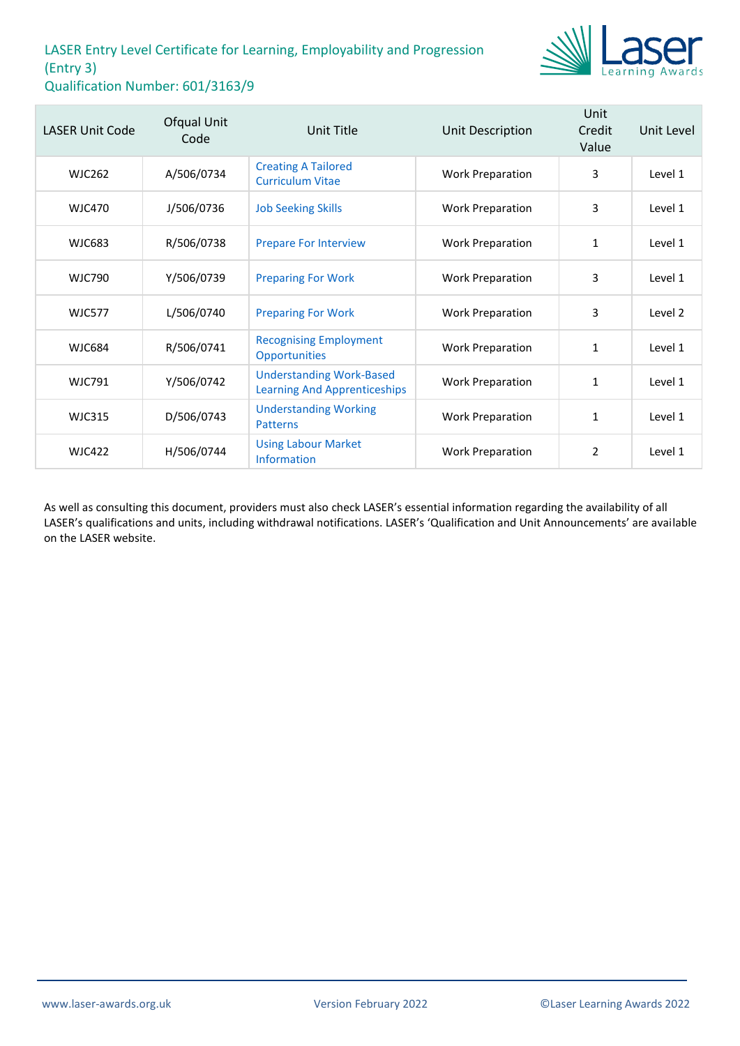LASER Entry Level Certificate for Learning, Employability and Progression (Entry 3)
Qualification Number: 601/3163/9

| LASER Unit Code | Ofqual Unit Code | Unit Title | Unit Description | Unit Credit Value | Unit Level |
|---|---|---|---|---|---|
| WJC262 | A/506/0734 | Creating A Tailored Curriculum Vitae | Work Preparation | 3 | Level 1 |
| WJC470 | J/506/0736 | Job Seeking Skills | Work Preparation | 3 | Level 1 |
| WJC683 | R/506/0738 | Prepare For Interview | Work Preparation | 1 | Level 1 |
| WJC790 | Y/506/0739 | Preparing For Work | Work Preparation | 3 | Level 1 |
| WJC577 | L/506/0740 | Preparing For Work | Work Preparation | 3 | Level 2 |
| WJC684 | R/506/0741 | Recognising Employment Opportunities | Work Preparation | 1 | Level 1 |
| WJC791 | Y/506/0742 | Understanding Work-Based Learning And Apprenticeships | Work Preparation | 1 | Level 1 |
| WJC315 | D/506/0743 | Understanding Working Patterns | Work Preparation | 1 | Level 1 |
| WJC422 | H/506/0744 | Using Labour Market Information | Work Preparation | 2 | Level 1 |

As well as consulting this document, providers must also check LASER's essential information regarding the availability of all LASER's qualifications and units, including withdrawal notifications. LASER's 'Qualification and Unit Announcements' are available on the LASER website.